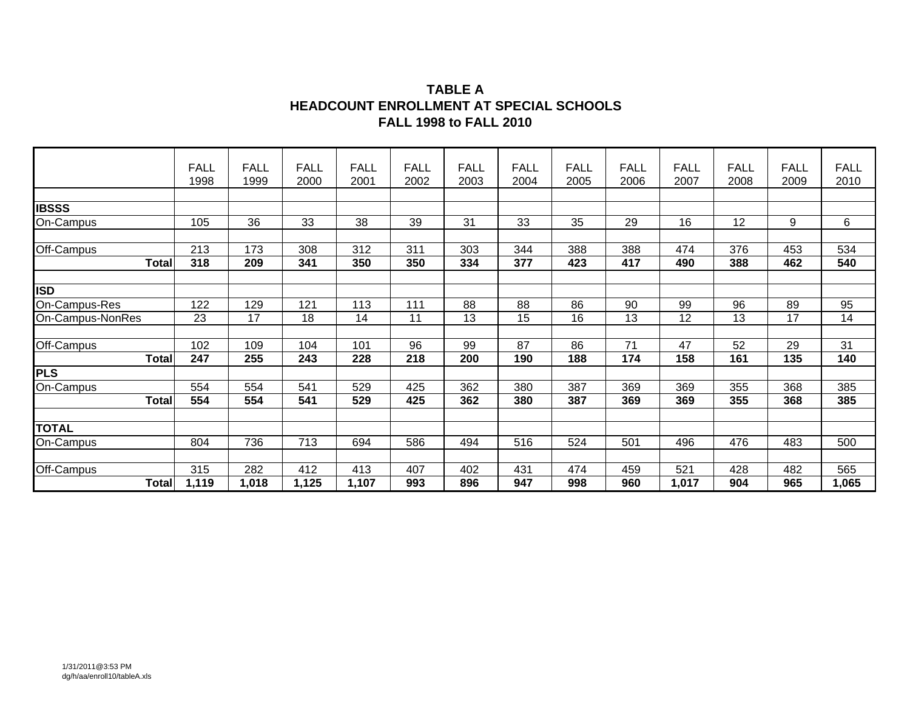# TABLE A
## HEADCOUNT ENROLLMENT AT SPECIAL SCHOOLS
## FALL 1998 to FALL 2010

| | FALL 1998 | FALL 1999 | FALL 2000 | FALL 2001 | FALL 2002 | FALL 2003 | FALL 2004 | FALL 2005 | FALL 2006 | FALL 2007 | FALL 2008 | FALL 2009 | FALL 2010 |
|---|---|---|---|---|---|---|---|---|---|---|---|---|---|
| **IBSSS** | | | | | | | | | | | | | |
| On-Campus | 105 | 36 | 33 | 38 | 39 | 31 | 33 | 35 | 29 | 16 | 12 | 9 | 6 |
| Off-Campus | 213 | 173 | 308 | 312 | 311 | 303 | 344 | 388 | 388 | 474 | 376 | 453 | 534 |
| **Total** | **318** | **209** | **341** | **350** | **350** | **334** | **377** | **423** | **417** | **490** | **388** | **462** | **540** |
| **ISD** | | | | | | | | | | | | | |
| On-Campus-Res | 122 | 129 | 121 | 113 | 111 | 88 | 88 | 86 | 90 | 99 | 96 | 89 | 95 |
| On-Campus-NonRes | 23 | 17 | 18 | 14 | 11 | 13 | 15 | 16 | 13 | 12 | 13 | 17 | 14 |
| Off-Campus | 102 | 109 | 104 | 101 | 96 | 99 | 87 | 86 | 71 | 47 | 52 | 29 | 31 |
| **Total** | **247** | **255** | **243** | **228** | **218** | **200** | **190** | **188** | **174** | **158** | **161** | **135** | **140** |
| **PLS** | | | | | | | | | | | | | |
| On-Campus | 554 | 554 | 541 | 529 | 425 | 362 | 380 | 387 | 369 | 369 | 355 | 368 | 385 |
| **Total** | **554** | **554** | **541** | **529** | **425** | **362** | **380** | **387** | **369** | **369** | **355** | **368** | **385** |
| **TOTAL** | | | | | | | | | | | | | |
| On-Campus | 804 | 736 | 713 | 694 | 586 | 494 | 516 | 524 | 501 | 496 | 476 | 483 | 500 |
| Off-Campus | 315 | 282 | 412 | 413 | 407 | 402 | 431 | 474 | 459 | 521 | 428 | 482 | 565 |
| **Total** | **1,119** | **1,018** | **1,125** | **1,107** | **993** | **896** | **947** | **998** | **960** | **1,017** | **904** | **965** | **1,065** |

1/31/2011@3:53 PM
dg/h/aa/enroll10/tableA.xls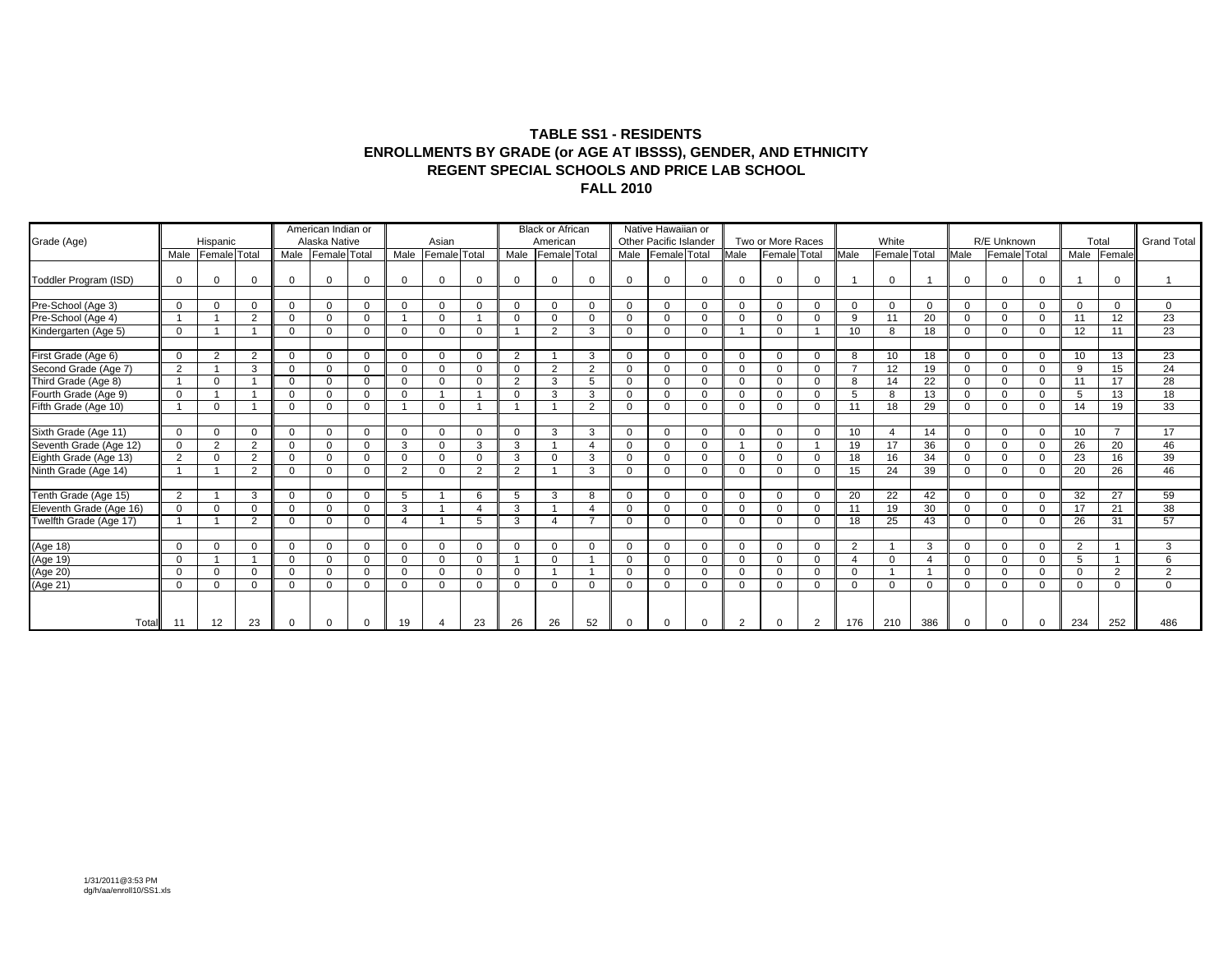# TABLE SS1 - RESIDENTS
## ENROLLMENTS BY GRADE (or AGE AT IBSSS), GENDER, AND ETHNICITY
## REGENT SPECIAL SCHOOLS AND PRICE LAB SCHOOL
## FALL 2010

| Grade (Age) | Hispanic | | | American Indian or Alaska Native | | | Asian | | | Black or African American | | | Native Hawaiian or Other Pacific Islander | | | Two or More Races | | | White | | | R/E Unknown | | | Total | | Grand Total |
|---|---|---|---|---|---|---|---|---|---|---|---|---|---|---|---|---|---|---|---|---|---|---|---|---|---|---|---|
| | Male | Female | Total | Male | Female | Total | Male | Female | Total | Male | Female | Total | Male | Female | Total | Male | Female | Total | Male | Female | Total | Male | Female | Total | Male | Female | |
| Toddler Program (ISD) | 0 | 0 | 0 | 0 | 0 | 0 | 0 | 0 | 0 | 0 | 0 | 0 | 0 | 0 | 0 | 0 | 0 | 0 | 1 | 0 | 1 | 0 | 0 | 0 | 1 | 0 | 1 |
| Pre-School (Age 3) | 0 | 0 | 0 | 0 | 0 | 0 | 0 | 0 | 0 | 0 | 0 | 0 | 0 | 0 | 0 | 0 | 0 | 0 | 0 | 0 | 0 | 0 | 0 | 0 | 0 | 0 | 0 |
| Pre-School (Age 4) | 1 | 1 | 2 | 0 | 0 | 0 | 1 | 0 | 1 | 0 | 0 | 0 | 0 | 0 | 0 | 0 | 0 | 0 | 9 | 11 | 20 | 0 | 0 | 0 | 11 | 12 | 23 |
| Kindergarten (Age 5) | 0 | 1 | 1 | 0 | 0 | 0 | 0 | 0 | 0 | 1 | 2 | 3 | 0 | 0 | 0 | 1 | 0 | 1 | 10 | 8 | 18 | 0 | 0 | 0 | 12 | 11 | 23 |
| First Grade (Age 6) | 0 | 2 | 2 | 0 | 0 | 0 | 0 | 0 | 0 | 2 | 1 | 3 | 0 | 0 | 0 | 0 | 0 | 0 | 8 | 10 | 18 | 0 | 0 | 0 | 10 | 13 | 23 |
| Second Grade (Age 7) | 2 | 1 | 3 | 0 | 0 | 0 | 0 | 0 | 0 | 0 | 2 | 2 | 0 | 0 | 0 | 0 | 0 | 0 | 7 | 12 | 19 | 0 | 0 | 0 | 9 | 15 | 24 |
| Third Grade (Age 8) | 1 | 0 | 1 | 0 | 0 | 0 | 0 | 0 | 0 | 2 | 3 | 5 | 0 | 0 | 0 | 0 | 0 | 0 | 8 | 14 | 22 | 0 | 0 | 0 | 11 | 17 | 28 |
| Fourth Grade (Age 9) | 0 | 1 | 1 | 0 | 0 | 0 | 0 | 1 | 1 | 0 | 3 | 3 | 0 | 0 | 0 | 0 | 0 | 0 | 5 | 8 | 13 | 0 | 0 | 0 | 5 | 13 | 18 |
| Fifth Grade (Age 10) | 1 | 0 | 1 | 0 | 0 | 0 | 1 | 0 | 1 | 1 | 1 | 2 | 0 | 0 | 0 | 0 | 0 | 0 | 11 | 18 | 29 | 0 | 0 | 0 | 14 | 19 | 33 |
| Sixth Grade (Age 11) | 0 | 0 | 0 | 0 | 0 | 0 | 0 | 0 | 0 | 0 | 3 | 3 | 0 | 0 | 0 | 0 | 0 | 0 | 10 | 4 | 14 | 0 | 0 | 0 | 10 | 7 | 17 |
| Seventh Grade (Age 12) | 0 | 2 | 2 | 0 | 0 | 0 | 3 | 0 | 3 | 3 | 1 | 4 | 0 | 0 | 0 | 1 | 0 | 1 | 19 | 17 | 36 | 0 | 0 | 0 | 26 | 20 | 46 |
| Eighth Grade (Age 13) | 2 | 0 | 2 | 0 | 0 | 0 | 0 | 0 | 0 | 3 | 0 | 3 | 0 | 0 | 0 | 0 | 0 | 0 | 18 | 16 | 34 | 0 | 0 | 0 | 23 | 16 | 39 |
| Ninth Grade (Age 14) | 1 | 1 | 2 | 0 | 0 | 0 | 2 | 0 | 2 | 2 | 1 | 3 | 0 | 0 | 0 | 0 | 0 | 0 | 15 | 24 | 39 | 0 | 0 | 0 | 20 | 26 | 46 |
| Tenth Grade (Age 15) | 2 | 1 | 3 | 0 | 0 | 0 | 5 | 1 | 6 | 5 | 3 | 8 | 0 | 0 | 0 | 0 | 0 | 0 | 20 | 22 | 42 | 0 | 0 | 0 | 32 | 27 | 59 |
| Eleventh Grade (Age 16) | 0 | 0 | 0 | 0 | 0 | 0 | 3 | 1 | 4 | 3 | 1 | 4 | 0 | 0 | 0 | 0 | 0 | 0 | 11 | 19 | 30 | 0 | 0 | 0 | 17 | 21 | 38 |
| Twelfth Grade (Age 17) | 1 | 1 | 2 | 0 | 0 | 0 | 4 | 1 | 5 | 3 | 4 | 7 | 0 | 0 | 0 | 0 | 0 | 0 | 18 | 25 | 43 | 0 | 0 | 0 | 26 | 31 | 57 |
| (Age 18) | 0 | 0 | 0 | 0 | 0 | 0 | 0 | 0 | 0 | 0 | 0 | 0 | 0 | 0 | 0 | 0 | 0 | 0 | 2 | 1 | 3 | 0 | 0 | 0 | 2 | 1 | 3 |
| (Age 19) | 0 | 1 | 1 | 0 | 0 | 0 | 0 | 0 | 0 | 1 | 0 | 1 | 0 | 0 | 0 | 0 | 0 | 0 | 4 | 0 | 4 | 0 | 0 | 0 | 5 | 1 | 6 |
| (Age 20) | 0 | 0 | 0 | 0 | 0 | 0 | 0 | 0 | 0 | 0 | 1 | 1 | 0 | 0 | 0 | 0 | 0 | 0 | 0 | 1 | 1 | 0 | 0 | 0 | 0 | 2 | 2 |
| (Age 21) | 0 | 0 | 0 | 0 | 0 | 0 | 0 | 0 | 0 | 0 | 0 | 0 | 0 | 0 | 0 | 0 | 0 | 0 | 0 | 0 | 0 | 0 | 0 | 0 | 0 | 0 | 0 |
| Total | 11 | 12 | 23 | 0 | 0 | 0 | 19 | 4 | 23 | 26 | 26 | 52 | 0 | 0 | 0 | 2 | 0 | 2 | 176 | 210 | 386 | 0 | 0 | 0 | 234 | 252 | 486 |

1/31/2011@3:53 PM
dg/h/aa/enroll10/SS1.xls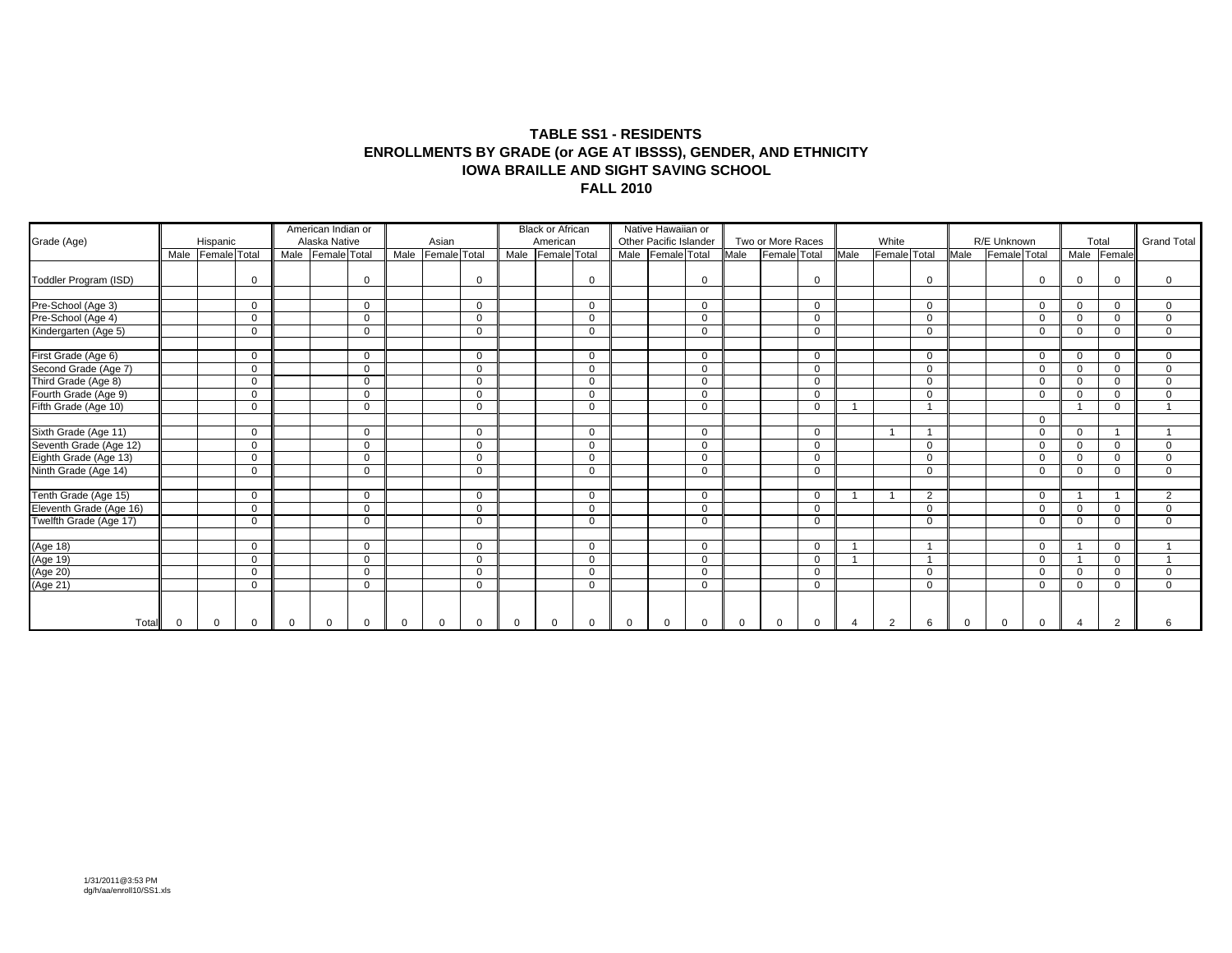**TABLE SS1 - RESIDENTS**
**ENROLLMENTS BY GRADE (or AGE AT IBSSS), GENDER, AND ETHNICITY**
**IOWA BRAILLE AND SIGHT SAVING SCHOOL**
**FALL 2010**

| Grade (Age) | Hispanic | | | American Indian or Alaska Native | | | Asian | | | Black or African American | | | Native Hawaiian or Other Pacific Islander | | | Two or More Races | | | White | | | R/E Unknown | | | Total | | Grand Total |
|---|---|---|---|---|---|---|---|---|---|---|---|---|---|---|---|---|---|---|---|---|---|---|---|---|---|---|---|
| | Male | Female | Total | Male | Female | Total | Male | Female | Total | Male | Female | Total | Male | Female | Total | Male | Female | Total | Male | Female | Total | Male | Female | Total | Male | Female | |
| Toddler Program (ISD) | | | 0 | | | 0 | | | 0 | | | 0 | | | 0 | | | 0 | | | 0 | | | 0 | 0 | 0 | 0 |
| Pre-School (Age 3) | | | 0 | | | 0 | | | 0 | | | 0 | | | 0 | | | 0 | | | 0 | | | 0 | 0 | 0 | 0 |
| Pre-School (Age 4) | | | 0 | | | 0 | | | 0 | | | 0 | | | 0 | | | 0 | | | 0 | | | 0 | 0 | 0 | 0 |
| Kindergarten (Age 5) | | | 0 | | | 0 | | | 0 | | | 0 | | | 0 | | | 0 | | | 0 | | | 0 | 0 | 0 | 0 |
| First Grade (Age 6) | | | 0 | | | 0 | | | 0 | | | 0 | | | 0 | | | 0 | | | 0 | | | 0 | 0 | 0 | 0 |
| Second Grade (Age 7) | | | 0 | | | 0 | | | 0 | | | 0 | | | 0 | | | 0 | | | 0 | | | 0 | 0 | 0 | 0 |
| Third Grade (Age 8) | | | 0 | | | 0 | | | 0 | | | 0 | | | 0 | | | 0 | | | 0 | | | 0 | 0 | 0 | 0 |
| Fourth Grade (Age 9) | | | 0 | | | 0 | | | 0 | | | 0 | | | 0 | | | 0 | | | 0 | | | 0 | 0 | 0 | 0 |
| Fifth Grade (Age 10) | | | 0 | | | 0 | | | 0 | | | 0 | | | 0 | | | 0 | 1 | | 1 | | | | 1 | 0 | 1 |
| | | | | | | | | | | | | | | | | | | | | | | | | 0 | | | |
| Sixth Grade (Age 11) | | | 0 | | | 0 | | | 0 | | | 0 | | | 0 | | | 0 | | 1 | 1 | | | 0 | 0 | 1 | 1 |
| Seventh Grade (Age 12) | | | 0 | | | 0 | | | 0 | | | 0 | | | 0 | | | 0 | | | 0 | | | 0 | 0 | 0 | 0 |
| Eighth Grade (Age 13) | | | 0 | | | 0 | | | 0 | | | 0 | | | 0 | | | 0 | | | 0 | | | 0 | 0 | 0 | 0 |
| Ninth Grade (Age 14) | | | 0 | | | 0 | | | 0 | | | 0 | | | 0 | | | 0 | | | 0 | | | 0 | 0 | 0 | 0 |
| Tenth Grade (Age 15) | | | 0 | | | 0 | | | 0 | | | 0 | | | 0 | | | 0 | 1 | 1 | 2 | | | 0 | 1 | 1 | 2 |
| Eleventh Grade (Age 16) | | | 0 | | | 0 | | | 0 | | | 0 | | | 0 | | | 0 | | | 0 | | | 0 | 0 | 0 | 0 |
| Twelfth Grade (Age 17) | | | 0 | | | 0 | | | 0 | | | 0 | | | 0 | | | 0 | | | 0 | | | 0 | 0 | 0 | 0 |
| (Age 18) | | | 0 | | | 0 | | | 0 | | | 0 | | | 0 | | | 0 | 1 | | 1 | | | 0 | 1 | 0 | 1 |
| (Age 19) | | | 0 | | | 0 | | | 0 | | | 0 | | | 0 | | | 0 | 1 | | 1 | | | 0 | 1 | 0 | 1 |
| (Age 20) | | | 0 | | | 0 | | | 0 | | | 0 | | | 0 | | | 0 | | | 0 | | | 0 | 0 | 0 | 0 |
| (Age 21) | | | 0 | | | 0 | | | 0 | | | 0 | | | 0 | | | 0 | | | 0 | | | 0 | 0 | 0 | 0 |
| Total | 0 | 0 | 0 | 0 | 0 | 0 | 0 | 0 | 0 | 0 | 0 | 0 | 0 | 0 | 0 | 0 | 0 | 0 | 4 | 2 | 6 | 0 | 0 | 0 | 4 | 2 | 6 |

1/31/2011@3:53 PM
dg/h/aa/enroll10/SS1.xls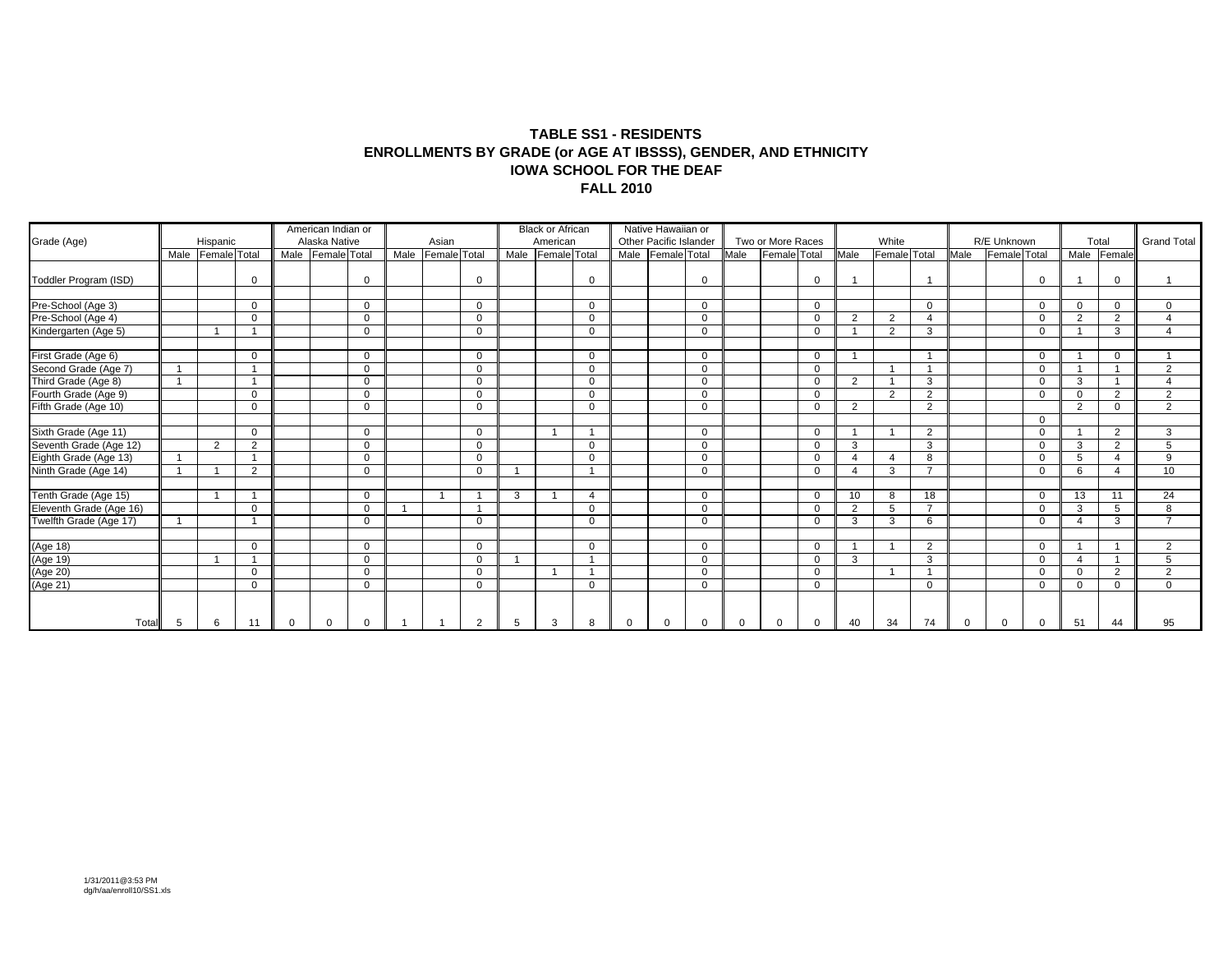# TABLE SS1 - RESIDENTS
## ENROLLMENTS BY GRADE (or AGE AT IBSSS), GENDER, AND ETHNICITY
## IOWA SCHOOL FOR THE DEAF
## FALL 2010

| Grade (Age) | Hispanic | | | American Indian or Alaska Native | | | Asian | | | Black or African American | | | Native Hawaiian or Other Pacific Islander | | | Two or More Races | | | White | | | R/E Unknown | | | Total | | Grand Total |
|---|---|---|---|---|---|---|---|---|---|---|---|---|---|---|---|---|---|---|---|---|---|---|---|---|---|---|---|
| | Male | Female | Total | Male | Female | Total | Male | Female | Total | Male | Female | Total | Male | Female | Total | Male | Female | Total | Male | Female | Total | Male | Female | Total | Male | Female | |
| Toddler Program (ISD) | | | 0 | | | 0 | | | 0 | | | 0 | | | 0 | | | 0 | 1 | | 1 | | | 0 | 1 | 0 | 1 |
| Pre-School (Age 3) | | | 0 | | | 0 | | | 0 | | | 0 | | | 0 | | | 0 | | | 0 | | | 0 | 0 | 0 | 0 |
| Pre-School (Age 4) | | | 0 | | | 0 | | | 0 | | | 0 | | | 0 | | | 0 | 2 | 2 | 4 | | | 0 | 2 | 2 | 4 |
| Kindergarten (Age 5) | | 1 | 1 | | | 0 | | | 0 | | | 0 | | | 0 | | | 0 | 1 | 2 | 3 | | | 0 | 1 | 3 | 4 |
| First Grade (Age 6) | | | 0 | | | 0 | | | 0 | | | 0 | | | 0 | | | 0 | 1 | | 1 | | | 0 | 1 | 0 | 1 |
| Second Grade (Age 7) | 1 | | 1 | | | 0 | | | 0 | | | 0 | | | 0 | | | 0 | | 1 | 1 | | | 0 | 1 | 1 | 2 |
| Third Grade (Age 8) | 1 | | 1 | | | 0 | | | 0 | | | 0 | | | 0 | | | 0 | 2 | 1 | 3 | | | 0 | 3 | 1 | 4 |
| Fourth Grade (Age 9) | | | 0 | | | 0 | | | 0 | | | 0 | | | 0 | | | 0 | | 2 | 2 | | | 0 | 0 | 2 | 2 |
| Fifth Grade (Age 10) | | | 0 | | | 0 | | | 0 | | | 0 | | | 0 | | | 0 | 2 | | 2 | | | | 2 | 0 | 2 |
| | | | | | | | | | | | | | | | | | | | | | | | | 0 | | | |
| Sixth Grade (Age 11) | | | 0 | | | 0 | | | 0 | | 1 | 1 | | | 0 | | | 0 | 1 | 1 | 2 | | | 0 | 1 | 2 | 3 |
| Seventh Grade (Age 12) | | 2 | 2 | | | 0 | | | 0 | | | 0 | | | 0 | | | 0 | 3 | | 3 | | | 0 | 3 | 2 | 5 |
| Eighth Grade (Age 13) | 1 | | 1 | | | 0 | | | 0 | | | 0 | | | 0 | | | 0 | 4 | 4 | 8 | | | 0 | 5 | 4 | 9 |
| Ninth Grade (Age 14) | 1 | 1 | 2 | | | 0 | | | 0 | 1 | | 1 | | | 0 | | | 0 | 4 | 3 | 7 | | | 0 | 6 | 4 | 10 |
| Tenth Grade (Age 15) | | 1 | 1 | | | 0 | | 1 | 1 | 3 | 1 | 4 | | | 0 | | | 0 | 10 | 8 | 18 | | | 0 | 13 | 11 | 24 |
| Eleventh Grade (Age 16) | | | 0 | | | 0 | 1 | | 1 | | | 0 | | | 0 | | | 0 | 2 | 5 | 7 | | | 0 | 3 | 5 | 8 |
| Twelfth Grade (Age 17) | 1 | | 1 | | | 0 | | | 0 | | | 0 | | | 0 | | | 0 | 3 | 3 | 6 | | | 0 | 4 | 3 | 7 |
| (Age 18) | | | 0 | | | 0 | | | 0 | | | 0 | | | 0 | | | 0 | 1 | 1 | 2 | | | 0 | 1 | 1 | 2 |
| (Age 19) | | 1 | 1 | | | 0 | | | 0 | 1 | | 1 | | | 0 | | | 0 | 3 | | 3 | | | 0 | 4 | 1 | 5 |
| (Age 20) | | | 0 | | | 0 | | | 0 | | 1 | 1 | | | 0 | | | 0 | | 1 | 1 | | | 0 | 0 | 2 | 2 |
| (Age 21) | | | 0 | | | 0 | | | 0 | | | 0 | | | 0 | | | 0 | | | 0 | | | 0 | 0 | 0 | 0 |
| Total | 5 | 6 | 11 | 0 | 0 | 0 | 1 | 1 | 2 | 5 | 3 | 8 | 0 | 0 | 0 | 0 | 0 | 0 | 40 | 34 | 74 | 0 | 0 | 0 | 51 | 44 | 95 |

1/31/2011@3:53 PM
dg/h/aa/enroll10/SS1.xls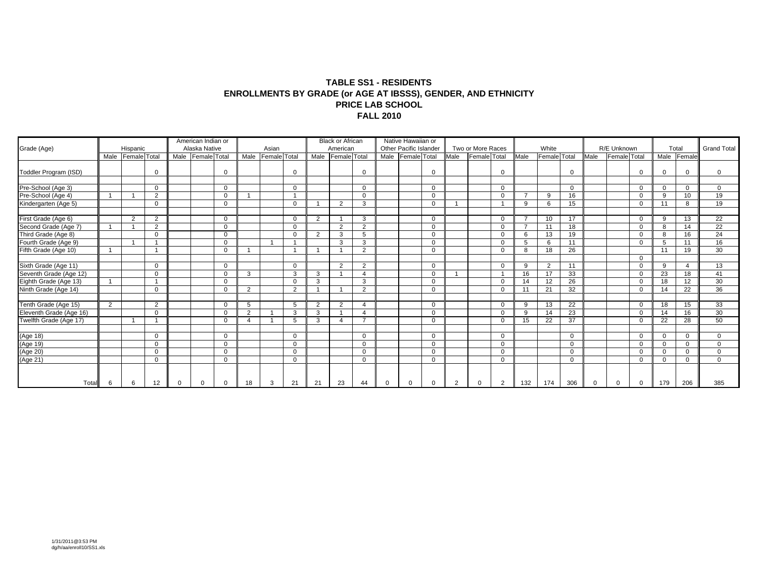## TABLE SS1 - RESIDENTS
## ENROLLMENTS BY GRADE (or AGE AT IBSSS), GENDER, AND ETHNICITY
## PRICE LAB SCHOOL
## FALL 2010

| Grade (Age) | Hispanic | | | American Indian or Alaska Native | | | Asian | | | Black or African American | | | Native Hawaiian or Other Pacific Islander | | | Two or More Races | | | White | | | R/E Unknown | | | Total | | Grand Total |
|---|---|---|---|---|---|---|---|---|---|---|---|---|---|---|---|---|---|---|---|---|---|---|---|---|---|---|---|
| | Male | Female | Total | Male | Female | Total | Male | Female | Total | Male | Female | Total | Male | Female | Total | Male | Female | Total | Male | Female | Total | Male | Female | Total | Male | Female | |
| Toddler Program (ISD) | | | 0 | | | 0 | | | 0 | | | 0 | | | 0 | | | 0 | | | 0 | | | 0 | 0 | 0 | 0 |
| Pre-School (Age 3) | | | 0 | | | 0 | | | 0 | | | 0 | | | 0 | | | 0 | | | 0 | | | 0 | 0 | 0 | 0 |
| Pre-School (Age 4) | 1 | 1 | 2 | | | 0 | 1 | | 1 | | | 0 | | | 0 | | | 0 | 7 | 9 | 16 | | | 0 | 9 | 10 | 19 |
| Kindergarten (Age 5) | | | 0 | | | 0 | | | 0 | 1 | 2 | 3 | | | 0 | 1 | | 1 | 9 | 6 | 15 | | | 0 | 11 | 8 | 19 |
| First Grade (Age 6) | | 2 | 2 | | | 0 | | | 0 | 2 | 1 | 3 | | | 0 | | | 0 | 7 | 10 | 17 | | | 0 | 9 | 13 | 22 |
| Second Grade (Age 7) | 1 | 1 | 2 | | | 0 | | | 0 | | 2 | 2 | | | 0 | | | 0 | 7 | 11 | 18 | | | 0 | 8 | 14 | 22 |
| Third Grade (Age 8) | | | 0 | | | 0 | | | 0 | 2 | 3 | 5 | | | 0 | | | 0 | 6 | 13 | 19 | | | 0 | 8 | 16 | 24 |
| Fourth Grade (Age 9) | | 1 | 1 | | | 0 | | 1 | 1 | | 3 | 3 | | | 0 | | | 0 | 5 | 6 | 11 | | | 0 | 5 | 11 | 16 |
| Fifth Grade (Age 10) | 1 | | 1 | | | 0 | 1 | | 1 | 1 | 1 | 2 | | | 0 | | | 0 | 8 | 18 | 26 | | | | 11 | 19 | 30 |
| | | | | | | | | | | | | | | | | | | | | | | | | 0 | | | |
| Sixth Grade (Age 11) | | | 0 | | | 0 | | | 0 | | 2 | 2 | | | 0 | | | 0 | 9 | 2 | 11 | | | 0 | 9 | 4 | 13 |
| Seventh Grade (Age 12) | | | 0 | | | 0 | 3 | | 3 | 3 | 1 | 4 | | | 0 | 1 | | 1 | 16 | 17 | 33 | | | 0 | 23 | 18 | 41 |
| Eighth Grade (Age 13) | 1 | | 1 | | | 0 | | | 0 | 3 | | 3 | | | 0 | | | 0 | 14 | 12 | 26 | | | 0 | 18 | 12 | 30 |
| Ninth Grade (Age 14) | | | 0 | | | 0 | 2 | | 2 | 1 | 1 | 2 | | | 0 | | | 0 | 11 | 21 | 32 | | | 0 | 14 | 22 | 36 |
| Tenth Grade (Age 15) | 2 | | 2 | | | 0 | 5 | | 5 | 2 | 2 | 4 | | | 0 | | | 0 | 9 | 13 | 22 | | | 0 | 18 | 15 | 33 |
| Eleventh Grade (Age 16) | | | 0 | | | 0 | 2 | 1 | 3 | 3 | 1 | 4 | | | 0 | | | 0 | 9 | 14 | 23 | | | 0 | 14 | 16 | 30 |
| Twelfth Grade (Age 17) | | 1 | 1 | | | 0 | 4 | 1 | 5 | 3 | 4 | 7 | | | 0 | | | 0 | 15 | 22 | 37 | | | 0 | 22 | 28 | 50 |
| (Age 18) | | | 0 | | | 0 | | | 0 | | | 0 | | | 0 | | | 0 | | | 0 | | | 0 | 0 | 0 | 0 |
| (Age 19) | | | 0 | | | 0 | | | 0 | | | 0 | | | 0 | | | 0 | | | 0 | | | 0 | 0 | 0 | 0 |
| (Age 20) | | | 0 | | | 0 | | | 0 | | | 0 | | | 0 | | | 0 | | | 0 | | | 0 | 0 | 0 | 0 |
| (Age 21) | | | 0 | | | 0 | | | 0 | | | 0 | | | 0 | | | 0 | | | 0 | | | 0 | 0 | 0 | 0 |
| Total | 6 | 6 | 12 | 0 | 0 | 0 | 18 | 3 | 21 | 21 | 23 | 44 | 0 | 0 | 0 | 2 | 0 | 2 | 132 | 174 | 306 | 0 | 0 | 0 | 179 | 206 | 385 |

1/31/2011@3:53 PM
dg/h/aa/enroll10/SS1.xls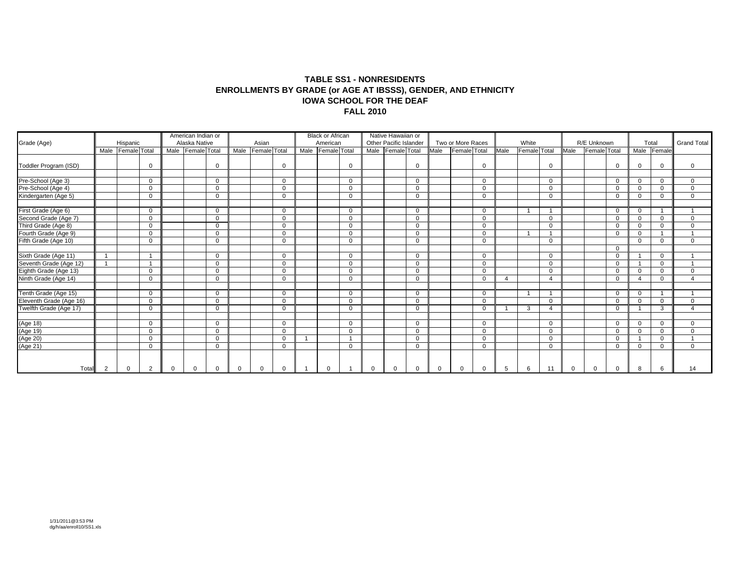## TABLE SS1 - NONRESIDENTS
## ENROLLMENTS BY GRADE (or AGE AT IBSSS), GENDER, AND ETHNICITY
## IOWA SCHOOL FOR THE DEAF
## FALL 2010

| Grade (Age) | Hispanic | | | American Indian or Alaska Native | | | Asian | | | Black or African American | | | Native Hawaiian or Other Pacific Islander | | | Two or More Races | | | White | | | R/E Unknown | | | Total | | Grand Total |
|---|---|---|---|---|---|---|---|---|---|---|---|---|---|---|---|---|---|---|---|---|---|---|---|---|---|---|---|
| | Male | Female | Total | Male | Female | Total | Male | Female | Total | Male | Female | Total | Male | Female | Total | Male | Female | Total | Male | Female | Total | Male | Female | Total | Male | Female | |
| Toddler Program (ISD) | | | 0 | | | 0 | | | 0 | | | 0 | | | 0 | | | 0 | | | 0 | | | 0 | 0 | 0 | 0 |
| Pre-School (Age 3) | | | 0 | | | 0 | | | 0 | | | 0 | | | 0 | | | 0 | | | 0 | | | 0 | 0 | 0 | 0 |
| Pre-School (Age 4) | | | 0 | | | 0 | | | 0 | | | 0 | | | 0 | | | 0 | | | 0 | | | 0 | 0 | 0 | 0 |
| Kindergarten (Age 5) | | | 0 | | | 0 | | | 0 | | | 0 | | | 0 | | | 0 | | | 0 | | | 0 | 0 | 0 | 0 |
| First Grade (Age 6) | | | 0 | | | 0 | | | 0 | | | 0 | | | 0 | | | 0 | | 1 | 1 | | | 0 | 0 | 1 | 1 |
| Second Grade (Age 7) | | | 0 | | | 0 | | | 0 | | | 0 | | | 0 | | | 0 | | | 0 | | | 0 | 0 | 0 | 0 |
| Third Grade (Age 8) | | | 0 | | | 0 | | | 0 | | | 0 | | | 0 | | | 0 | | | 0 | | | 0 | 0 | 0 | 0 |
| Fourth Grade (Age 9) | | | 0 | | | 0 | | | 0 | | | 0 | | | 0 | | | 0 | | 1 | 1 | | | 0 | 0 | 1 | 1 |
| Fifth Grade (Age 10) | | | 0 | | | 0 | | | 0 | | | 0 | | | 0 | | | 0 | | | 0 | | | | 0 | 0 | 0 |
| | | | | | | | | | | | | | | | | | | | | | | | | 0 | | | |
| Sixth Grade (Age 11) | 1 | | 1 | | | 0 | | | 0 | | | 0 | | | 0 | | | 0 | | | 0 | | | 0 | 1 | 0 | 1 |
| Seventh Grade (Age 12) | 1 | | 1 | | | 0 | | | 0 | | | 0 | | | 0 | | | 0 | | | 0 | | | 0 | 1 | 0 | 1 |
| Eighth Grade (Age 13) | | | 0 | | | 0 | | | 0 | | | 0 | | | 0 | | | 0 | | | 0 | | | 0 | 0 | 0 | 0 |
| Ninth Grade (Age 14) | | | 0 | | | 0 | | | 0 | | | 0 | | | 0 | | | 0 | 4 | | 4 | | | 0 | 4 | 0 | 4 |
| Tenth Grade (Age 15) | | | 0 | | | 0 | | | 0 | | | 0 | | | 0 | | | 0 | | 1 | 1 | | | 0 | 0 | 1 | 1 |
| Eleventh Grade (Age 16) | | | 0 | | | 0 | | | 0 | | | 0 | | | 0 | | | 0 | | | 0 | | | 0 | 0 | 0 | 0 |
| Twelfth Grade (Age 17) | | | 0 | | | 0 | | | 0 | | | 0 | | | 0 | | | 0 | 1 | 3 | 4 | | | 0 | 1 | 3 | 4 |
| (Age 18) | | | 0 | | | 0 | | | 0 | | | 0 | | | 0 | | | 0 | | | 0 | | | 0 | 0 | 0 | 0 |
| (Age 19) | | | 0 | | | 0 | | | 0 | | | 0 | | | 0 | | | 0 | | | 0 | | | 0 | 0 | 0 | 0 |
| (Age 20) | | | 0 | | | 0 | | | 0 | 1 | | 1 | | | 0 | | | 0 | | | 0 | | | 0 | 1 | 0 | 1 |
| (Age 21) | | | 0 | | | 0 | | | 0 | | | 0 | | | 0 | | | 0 | | | 0 | | | 0 | 0 | 0 | 0 |
| Total | 2 | 0 | 2 | 0 | 0 | 0 | 0 | 0 | 0 | 1 | 0 | 1 | 0 | 0 | 0 | 0 | 0 | 0 | 5 | 6 | 11 | 0 | 0 | 0 | 8 | 6 | 14 |

1/31/2011@3:53 PM
dg/h/aa/enroll10/SS1.xls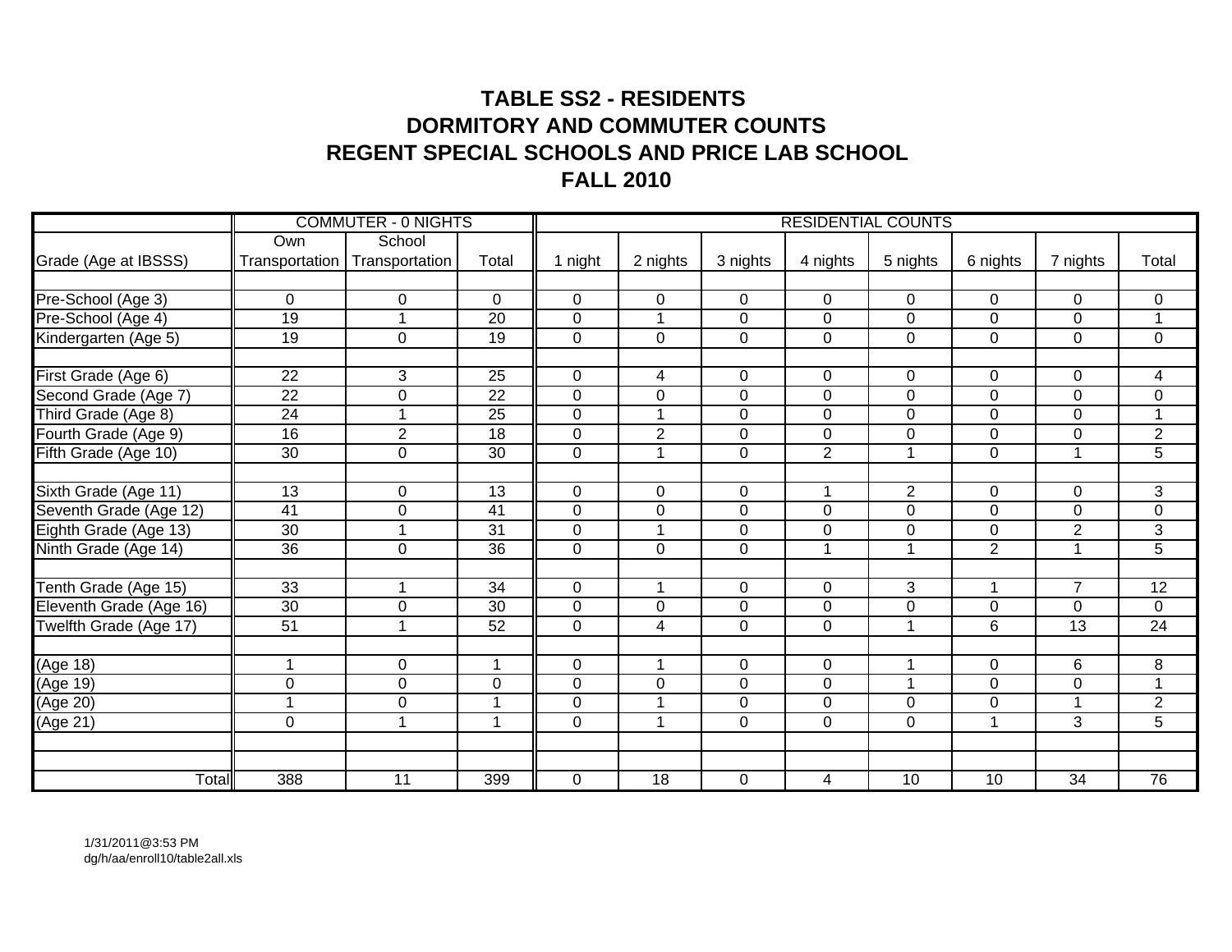# TABLE SS2 - RESIDENTS
# DORMITORY AND COMMUTER COUNTS
# REGENT SPECIAL SCHOOLS AND PRICE LAB SCHOOL
# FALL 2010

| | COMMUTER - 0 NIGHTS | | | RESIDENTIAL COUNTS | | | | | | | |
|---|---|---|---|---|---|---|---|---|---|---|---|
| Grade (Age at IBSSS) | Own Transportation | School Transportation | Total | 1 night | 2 nights | 3 nights | 4 nights | 5 nights | 6 nights | 7 nights | Total |
| | | | | | | | | | | | |
| Pre-School (Age 3) | 0 | 0 | 0 | 0 | 0 | 0 | 0 | 0 | 0 | 0 | 0 |
| Pre-School (Age 4) | 19 | 1 | 20 | 0 | 1 | 0 | 0 | 0 | 0 | 0 | 1 |
| Kindergarten (Age 5) | 19 | 0 | 19 | 0 | 0 | 0 | 0 | 0 | 0 | 0 | 0 |
| | | | | | | | | | | | |
| First Grade (Age 6) | 22 | 3 | 25 | 0 | 4 | 0 | 0 | 0 | 0 | 0 | 4 |
| Second Grade (Age 7) | 22 | 0 | 22 | 0 | 0 | 0 | 0 | 0 | 0 | 0 | 0 |
| Third Grade (Age 8) | 24 | 1 | 25 | 0 | 1 | 0 | 0 | 0 | 0 | 0 | 1 |
| Fourth Grade (Age 9) | 16 | 2 | 18 | 0 | 2 | 0 | 0 | 0 | 0 | 0 | 2 |
| Fifth Grade (Age 10) | 30 | 0 | 30 | 0 | 1 | 0 | 2 | 1 | 0 | 1 | 5 |
| | | | | | | | | | | | |
| Sixth Grade (Age 11) | 13 | 0 | 13 | 0 | 0 | 0 | 1 | 2 | 0 | 0 | 3 |
| Seventh Grade (Age 12) | 41 | 0 | 41 | 0 | 0 | 0 | 0 | 0 | 0 | 0 | 0 |
| Eighth Grade (Age 13) | 30 | 1 | 31 | 0 | 1 | 0 | 0 | 0 | 0 | 2 | 3 |
| Ninth Grade (Age 14) | 36 | 0 | 36 | 0 | 0 | 0 | 1 | 1 | 2 | 1 | 5 |
| | | | | | | | | | | | |
| Tenth Grade (Age 15) | 33 | 1 | 34 | 0 | 1 | 0 | 0 | 3 | 1 | 7 | 12 |
| Eleventh Grade (Age 16) | 30 | 0 | 30 | 0 | 0 | 0 | 0 | 0 | 0 | 0 | 0 |
| Twelfth Grade (Age 17) | 51 | 1 | 52 | 0 | 4 | 0 | 0 | 1 | 6 | 13 | 24 |
| | | | | | | | | | | | |
| (Age 18) | 1 | 0 | 1 | 0 | 1 | 0 | 0 | 1 | 0 | 6 | 8 |
| (Age 19) | 0 | 0 | 0 | 0 | 0 | 0 | 0 | 1 | 0 | 0 | 1 |
| (Age 20) | 1 | 0 | 1 | 0 | 1 | 0 | 0 | 0 | 0 | 1 | 2 |
| (Age 21) | 0 | 1 | 1 | 0 | 1 | 0 | 0 | 0 | 1 | 3 | 5 |
| | | | | | | | | | | | |
| | | | | | | | | | | | |
| Total | 388 | 11 | 399 | 0 | 18 | 0 | 4 | 10 | 10 | 34 | 76 |

1/31/2011@3:53 PM
dg/h/aa/enroll10/table2all.xls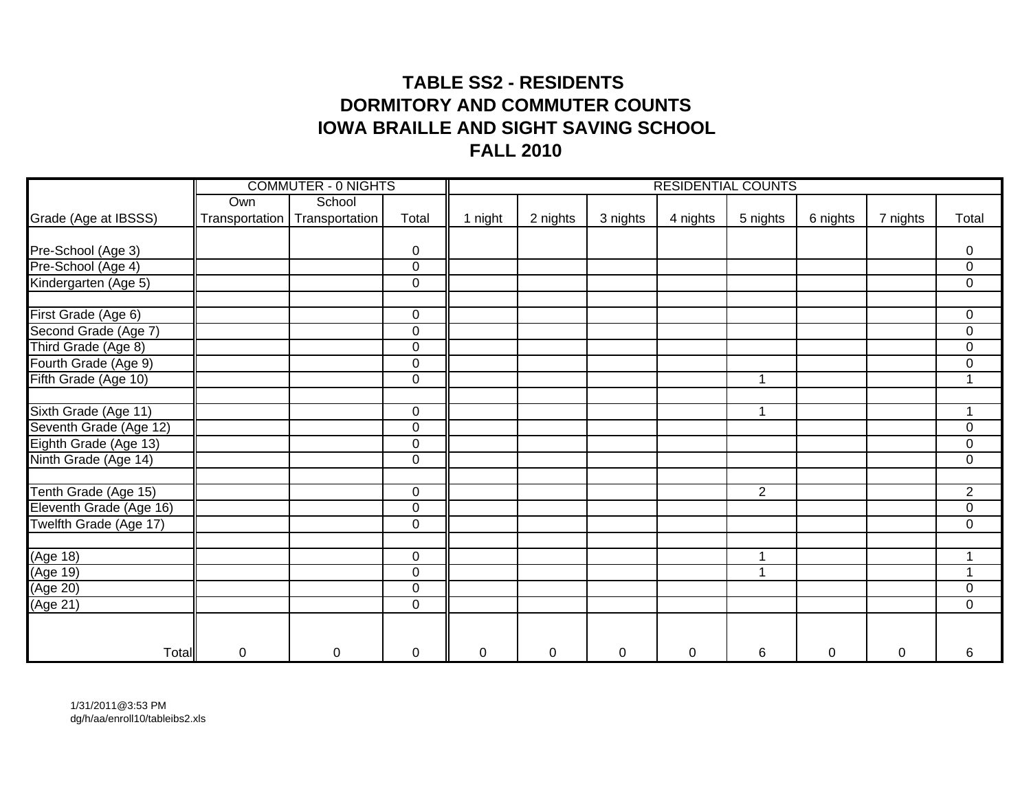# TABLE SS2 - RESIDENTS
# DORMITORY AND COMMUTER COUNTS
# IOWA BRAILLE AND SIGHT SAVING SCHOOL
# FALL 2010

| | COMMUTER - 0 NIGHTS | | | RESIDENTIAL COUNTS | | | | | | | |
|---|---|---|---|---|---|---|---|---|---|---|---|
| Grade (Age at IBSSS) | Own Transportation | School Transportation | Total | 1 night | 2 nights | 3 nights | 4 nights | 5 nights | 6 nights | 7 nights | Total |
| Pre-School (Age 3) | | | 0 | | | | | | | | 0 |
| Pre-School (Age 4) | | | 0 | | | | | | | | 0 |
| Kindergarten (Age 5) | | | 0 | | | | | | | | 0 |
| | | | | | | | | | | | |
| First Grade (Age 6) | | | 0 | | | | | | | | 0 |
| Second Grade (Age 7) | | | 0 | | | | | | | | 0 |
| Third Grade (Age 8) | | | 0 | | | | | | | | 0 |
| Fourth Grade (Age 9) | | | 0 | | | | | | | | 0 |
| Fifth Grade (Age 10) | | | 0 | | | | | 1 | | | 1 |
| | | | | | | | | | | | |
| Sixth Grade (Age 11) | | | 0 | | | | | 1 | | | 1 |
| Seventh Grade (Age 12) | | | 0 | | | | | | | | 0 |
| Eighth Grade (Age 13) | | | 0 | | | | | | | | 0 |
| Ninth Grade (Age 14) | | | 0 | | | | | | | | 0 |
| | | | | | | | | | | | |
| Tenth Grade (Age 15) | | | 0 | | | | | 2 | | | 2 |
| Eleventh Grade (Age 16) | | | 0 | | | | | | | | 0 |
| Twelfth Grade (Age 17) | | | 0 | | | | | | | | 0 |
| | | | | | | | | | | | |
| (Age 18) | | | 0 | | | | | 1 | | | 1 |
| (Age 19) | | | 0 | | | | | 1 | | | 1 |
| (Age 20) | | | 0 | | | | | | | | 0 |
| (Age 21) | | | 0 | | | | | | | | 0 |
| Total | 0 | 0 | 0 | 0 | 0 | 0 | 0 | 6 | 0 | 0 | 6 |

1/31/2011@3:53 PM
dg/h/aa/enroll10/tableibs2.xls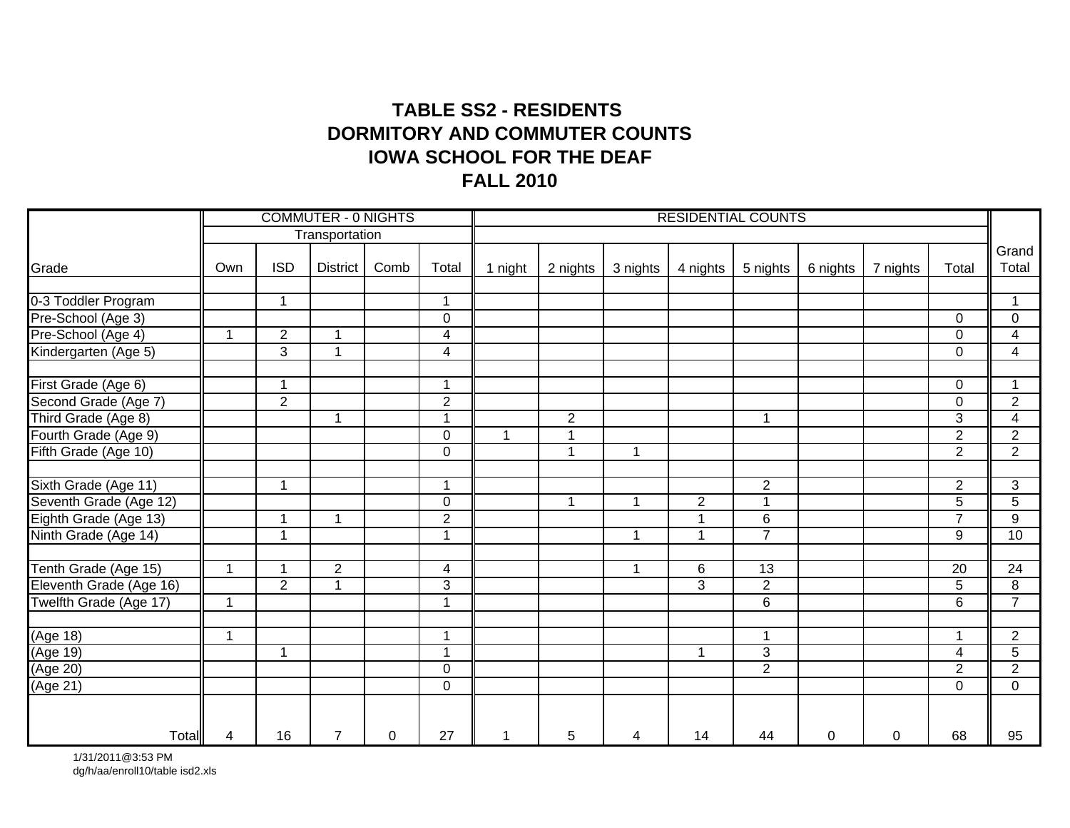# TABLE SS2 - RESIDENTS
# DORMITORY AND COMMUTER COUNTS
# IOWA SCHOOL FOR THE DEAF
# FALL 2010

| | COMMUTER - 0 NIGHTS | | | | | RESIDENTIAL COUNTS | | | | | | | | |
|---|---|---|---|---|---|---|---|---|---|---|---|---|---|---|
| | Transportation | | | | | | | | | | | | | |
| Grade | Own | ISD | District | Comb | Total | 1 night | 2 nights | 3 nights | 4 nights | 5 nights | 6 nights | 7 nights | Total | Grand Total |
| 0-3 Toddler Program | | 1 | | | 1 | | | | | | | | | 1 |
| Pre-School (Age 3) | | | | | 0 | | | | | | | | 0 | 0 |
| Pre-School (Age 4) | 1 | 2 | 1 | | 4 | | | | | | | | 0 | 4 |
| Kindergarten (Age 5) | | 3 | 1 | | 4 | | | | | | | | 0 | 4 |
| First Grade (Age 6) | | 1 | | | 1 | | | | | | | | 0 | 1 |
| Second Grade (Age 7) | | 2 | | | 2 | | | | | | | | 0 | 2 |
| Third Grade (Age 8) | | | 1 | | 1 | | 2 | | | 1 | | | 3 | 4 |
| Fourth Grade (Age 9) | | | | | 0 | 1 | 1 | | | | | | 2 | 2 |
| Fifth Grade (Age 10) | | | | | 0 | | 1 | 1 | | | | | 2 | 2 |
| Sixth Grade (Age 11) | | 1 | | | 1 | | | | | 2 | | | 2 | 3 |
| Seventh Grade (Age 12) | | | | | 0 | | 1 | 1 | 2 | 1 | | | 5 | 5 |
| Eighth Grade (Age 13) | | 1 | 1 | | 2 | | | | 1 | 6 | | | 7 | 9 |
| Ninth Grade (Age 14) | | 1 | | | 1 | | | 1 | 1 | 7 | | | 9 | 10 |
| Tenth Grade (Age 15) | 1 | 1 | 2 | | 4 | | | 1 | 6 | 13 | | | 20 | 24 |
| Eleventh Grade (Age 16) | | 2 | 1 | | 3 | | | | 3 | 2 | | | 5 | 8 |
| Twelfth Grade (Age 17) | 1 | | | | 1 | | | | | 6 | | | 6 | 7 |
| (Age 18) | 1 | | | | 1 | | | | | 1 | | | 1 | 2 |
| (Age 19) | | 1 | | | 1 | | | | 1 | 3 | | | 4 | 5 |
| (Age 20) | | | | | 0 | | | | | 2 | | | 2 | 2 |
| (Age 21) | | | | | 0 | | | | | | | | 0 | 0 |
| Total | 4 | 16 | 7 | 0 | 27 | 1 | 5 | 4 | 14 | 44 | 0 | 0 | 68 | 95 |

1/31/2011@3:53 PM
dg/h/aa/enroll10/table isd2.xls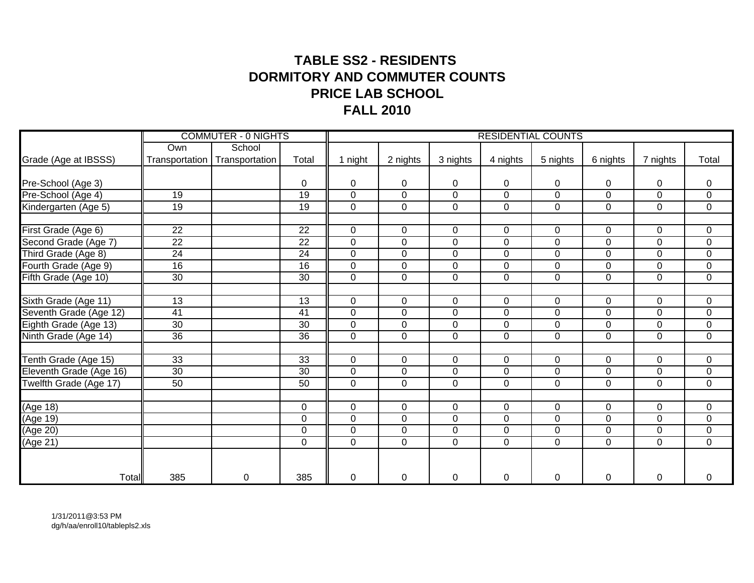# TABLE SS2 - RESIDENTS
# DORMITORY AND COMMUTER COUNTS
# PRICE LAB SCHOOL
# FALL 2010

| | COMMUTER - 0 NIGHTS | | | RESIDENTIAL COUNTS | | | | | | | |
|---|---|---|---|---|---|---|---|---|---|---|---|
| Grade (Age at IBSSS) | Own Transportation | School Transportation | Total | 1 night | 2 nights | 3 nights | 4 nights | 5 nights | 6 nights | 7 nights | Total |
| Pre-School (Age 3) | | | 0 | 0 | 0 | 0 | 0 | 0 | 0 | 0 | 0 |
| Pre-School (Age 4) | 19 | | 19 | 0 | 0 | 0 | 0 | 0 | 0 | 0 | 0 |
| Kindergarten (Age 5) | 19 | | 19 | 0 | 0 | 0 | 0 | 0 | 0 | 0 | 0 |
| | | | | | | | | | | | |
| First Grade (Age 6) | 22 | | 22 | 0 | 0 | 0 | 0 | 0 | 0 | 0 | 0 |
| Second Grade (Age 7) | 22 | | 22 | 0 | 0 | 0 | 0 | 0 | 0 | 0 | 0 |
| Third Grade (Age 8) | 24 | | 24 | 0 | 0 | 0 | 0 | 0 | 0 | 0 | 0 |
| Fourth Grade (Age 9) | 16 | | 16 | 0 | 0 | 0 | 0 | 0 | 0 | 0 | 0 |
| Fifth Grade (Age 10) | 30 | | 30 | 0 | 0 | 0 | 0 | 0 | 0 | 0 | 0 |
| | | | | | | | | | | | |
| Sixth Grade (Age 11) | 13 | | 13 | 0 | 0 | 0 | 0 | 0 | 0 | 0 | 0 |
| Seventh Grade (Age 12) | 41 | | 41 | 0 | 0 | 0 | 0 | 0 | 0 | 0 | 0 |
| Eighth Grade (Age 13) | 30 | | 30 | 0 | 0 | 0 | 0 | 0 | 0 | 0 | 0 |
| Ninth Grade (Age 14) | 36 | | 36 | 0 | 0 | 0 | 0 | 0 | 0 | 0 | 0 |
| | | | | | | | | | | | |
| Tenth Grade (Age 15) | 33 | | 33 | 0 | 0 | 0 | 0 | 0 | 0 | 0 | 0 |
| Eleventh Grade (Age 16) | 30 | | 30 | 0 | 0 | 0 | 0 | 0 | 0 | 0 | 0 |
| Twelfth Grade (Age 17) | 50 | | 50 | 0 | 0 | 0 | 0 | 0 | 0 | 0 | 0 |
| | | | | | | | | | | | |
| (Age 18) | | | 0 | 0 | 0 | 0 | 0 | 0 | 0 | 0 | 0 |
| (Age 19) | | | 0 | 0 | 0 | 0 | 0 | 0 | 0 | 0 | 0 |
| (Age 20) | | | 0 | 0 | 0 | 0 | 0 | 0 | 0 | 0 | 0 |
| (Age 21) | | | 0 | 0 | 0 | 0 | 0 | 0 | 0 | 0 | 0 |
| Total | 385 | 0 | 385 | 0 | 0 | 0 | 0 | 0 | 0 | 0 | 0 |

1/31/2011@3:53 PM
dg/h/aa/enroll10/tablepls2.xls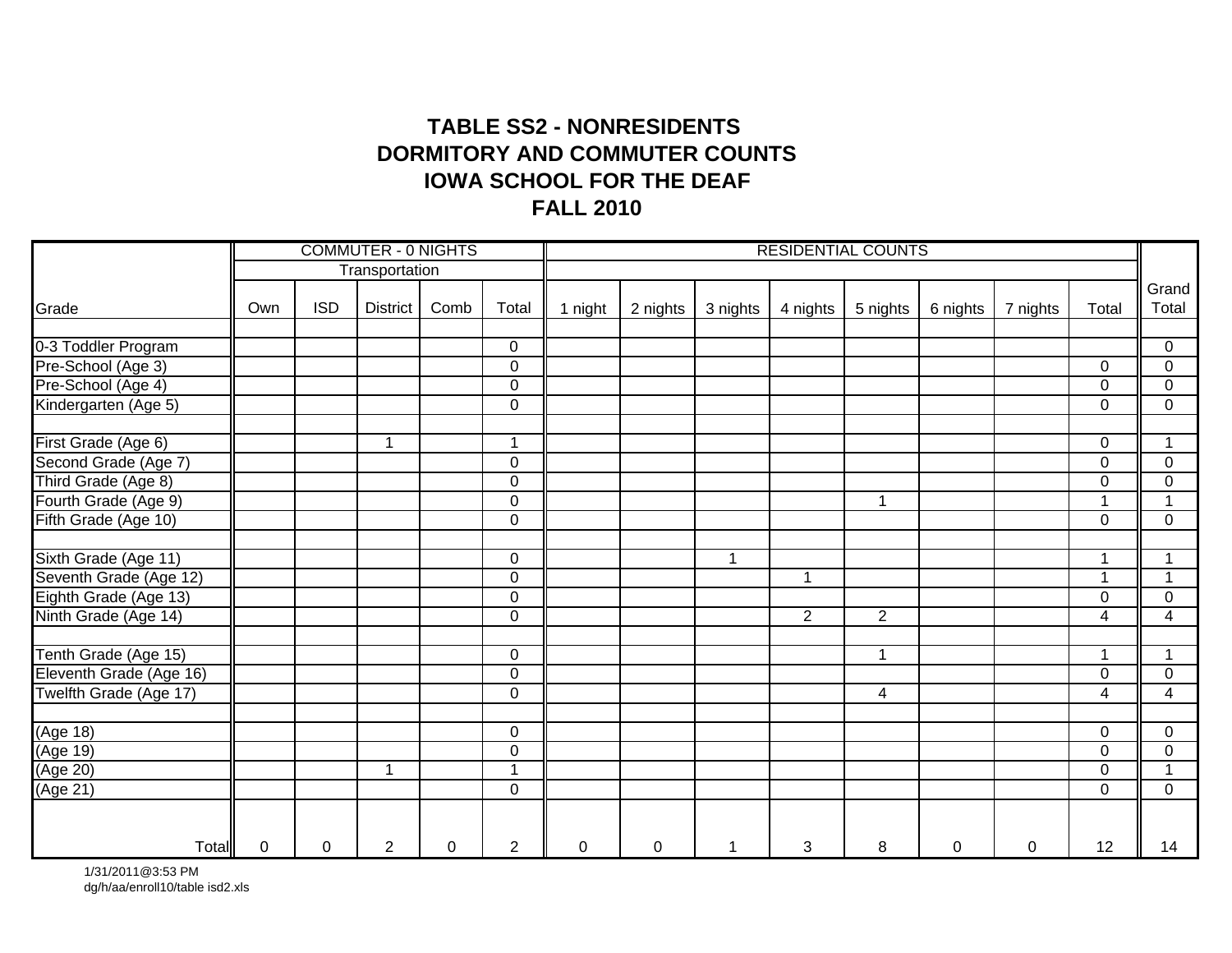# TABLE SS2 - NONRESIDENTS
# DORMITORY AND COMMUTER COUNTS
# IOWA SCHOOL FOR THE DEAF
# FALL 2010

| | COMMUTER - 0 NIGHTS | | | | | RESIDENTIAL COUNTS | | | | | | | | |
|---|---|---|---|---|---|---|---|---|---|---|---|---|---|---|
| | Transportation | | | | | | | | | | | | | |
| Grade | Own | ISD | District | Comb | Total | 1 night | 2 nights | 3 nights | 4 nights | 5 nights | 6 nights | 7 nights | Total | Grand Total |
| | | | | | | | | | | | | | | |
| 0-3 Toddler Program | | | | | 0 | | | | | | | | | 0 |
| Pre-School (Age 3) | | | | | 0 | | | | | | | | 0 | 0 |
| Pre-School (Age 4) | | | | | 0 | | | | | | | | 0 | 0 |
| Kindergarten (Age 5) | | | | | 0 | | | | | | | | 0 | 0 |
| | | | | | | | | | | | | | | |
| First Grade (Age 6) | | | 1 | | 1 | | | | | | | | 0 | 1 |
| Second Grade (Age 7) | | | | | 0 | | | | | | | | 0 | 0 |
| Third Grade (Age 8) | | | | | 0 | | | | | | | | 0 | 0 |
| Fourth Grade (Age 9) | | | | | 0 | | | | | 1 | | | 1 | 1 |
| Fifth Grade (Age 10) | | | | | 0 | | | | | | | | 0 | 0 |
| | | | | | | | | | | | | | | |
| Sixth Grade (Age 11) | | | | | 0 | | | 1 | | | | | 1 | 1 |
| Seventh Grade (Age 12) | | | | | 0 | | | | 1 | | | | 1 | 1 |
| Eighth Grade (Age 13) | | | | | 0 | | | | | | | | 0 | 0 |
| Ninth Grade (Age 14) | | | | | 0 | | | | 2 | 2 | | | 4 | 4 |
| | | | | | | | | | | | | | | |
| Tenth Grade (Age 15) | | | | | 0 | | | | | 1 | | | 1 | 1 |
| Eleventh Grade (Age 16) | | | | | 0 | | | | | | | | 0 | 0 |
| Twelfth Grade (Age 17) | | | | | 0 | | | | | 4 | | | 4 | 4 |
| | | | | | | | | | | | | | | |
| (Age 18) | | | | | 0 | | | | | | | | 0 | 0 |
| (Age 19) | | | | | 0 | | | | | | | | 0 | 0 |
| (Age 20) | | | 1 | | 1 | | | | | | | | 0 | 1 |
| (Age 21) | | | | | 0 | | | | | | | | 0 | 0 |
| Total | 0 | 0 | 2 | 0 | 2 | 0 | 0 | 1 | 3 | 8 | 0 | 0 | 12 | 14 |

1/31/2011@3:53 PM
dg/h/aa/enroll10/table isd2.xls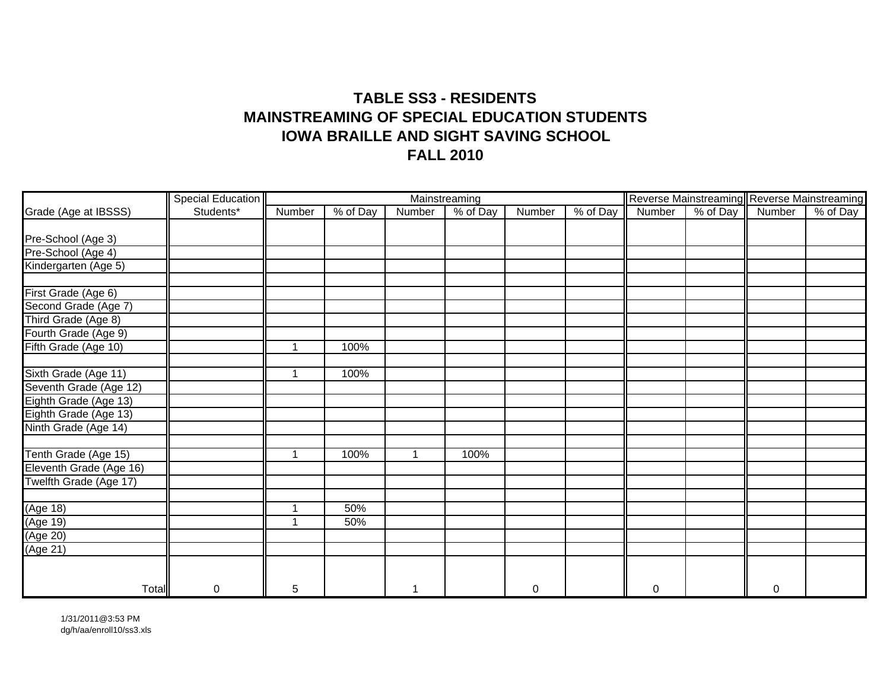# TABLE SS3 - RESIDENTS
## MAINSTREAMING OF SPECIAL EDUCATION STUDENTS
## IOWA BRAILLE AND SIGHT SAVING SCHOOL
## FALL 2010

| | Special Education | Mainstreaming | | | | | | Reverse Mainstreaming | | Reverse Mainstreaming | |
|---|---|---|---|---|---|---|---|---|---|---|---|
| Grade (Age at IBSSS) | Students* | Number | % of Day | Number | % of Day | Number | % of Day | Number | % of Day | Number | % of Day |
| Pre-School (Age 3) | | | | | | | | | | | |
| Pre-School (Age 4) | | | | | | | | | | | |
| Kindergarten (Age 5) | | | | | | | | | | | |
| | | | | | | | | | | | |
| First Grade (Age 6) | | | | | | | | | | | |
| Second Grade (Age 7) | | | | | | | | | | | |
| Third Grade (Age 8) | | | | | | | | | | | |
| Fourth Grade (Age 9) | | | | | | | | | | | |
| Fifth Grade (Age 10) | | 1 | 100% | | | | | | | | |
| | | | | | | | | | | | |
| Sixth Grade (Age 11) | | 1 | 100% | | | | | | | | |
| Seventh Grade (Age 12) | | | | | | | | | | | |
| Eighth Grade (Age 13) | | | | | | | | | | | |
| Eighth Grade (Age 13) | | | | | | | | | | | |
| Ninth Grade (Age 14) | | | | | | | | | | | |
| | | | | | | | | | | | |
| Tenth Grade (Age 15) | | 1 | 100% | 1 | 100% | | | | | | |
| Eleventh Grade (Age 16) | | | | | | | | | | | |
| Twelfth Grade (Age 17) | | | | | | | | | | | |
| | | | | | | | | | | | |
| (Age 18) | | 1 | 50% | | | | | | | | |
| (Age 19) | | 1 | 50% | | | | | | | | |
| (Age 20) | | | | | | | | | | | |
| (Age 21) | | | | | | | | | | | |
| Total | 0 | 5 | | 1 | | 0 | | 0 | | 0 | |

1/31/2011@3:53 PM
dg/h/aa/enroll10/ss3.xls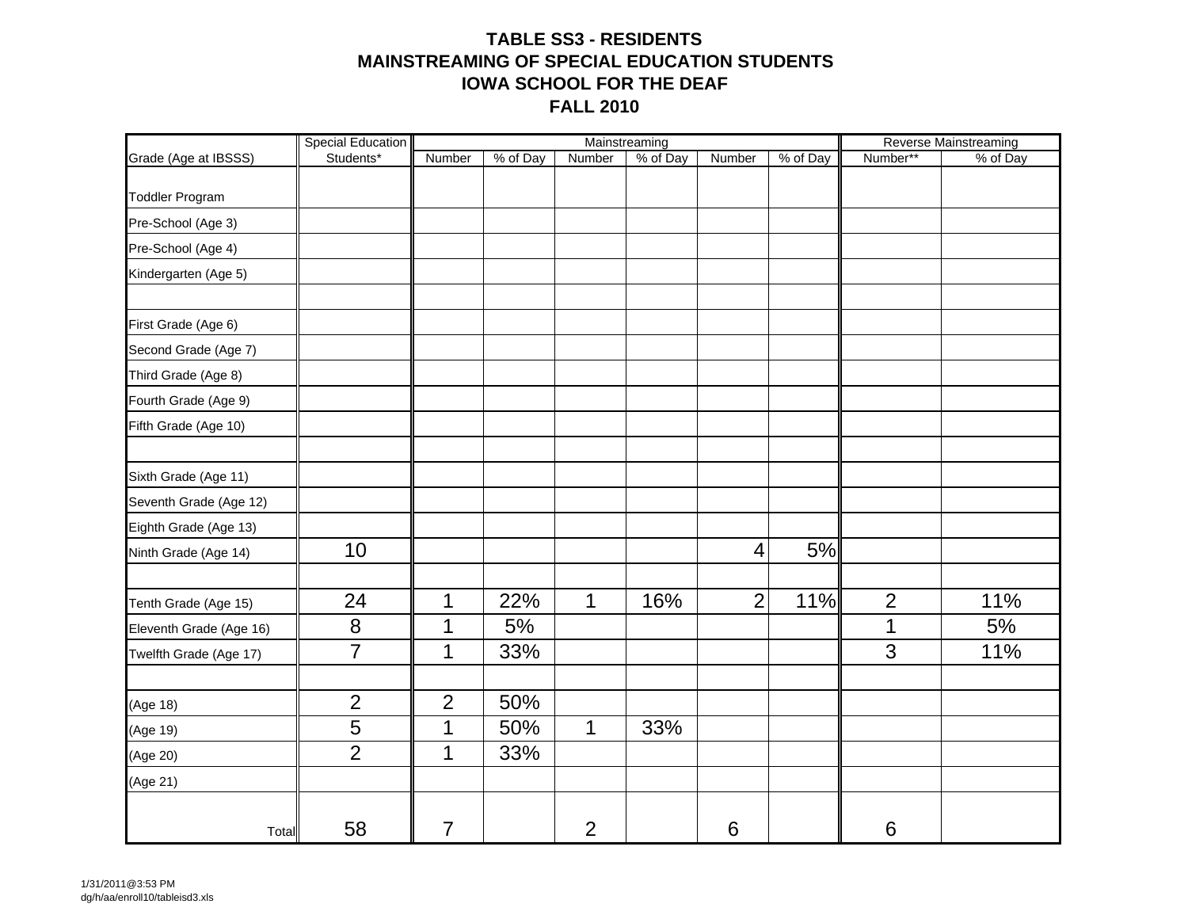## TABLE SS3 - RESIDENTS
## MAINSTREAMING OF SPECIAL EDUCATION STUDENTS
## IOWA SCHOOL FOR THE DEAF
## FALL 2010

| | Special Education | Mainstreaming | | | | | | Reverse Mainstreaming | |
|---|---|---|---|---|---|---|---|---|---|
| Grade (Age at IBSSS) | Students* | Number | % of Day | Number | % of Day | Number | % of Day | Number** | % of Day |
| Toddler Program | | | | | | | | | |
| Pre-School (Age 3) | | | | | | | | | |
| Pre-School (Age 4) | | | | | | | | | |
| Kindergarten (Age 5) | | | | | | | | | |
| | | | | | | | | | |
| First Grade (Age 6) | | | | | | | | | |
| Second Grade (Age 7) | | | | | | | | | |
| Third Grade (Age 8) | | | | | | | | | |
| Fourth Grade (Age 9) | | | | | | | | | |
| Fifth Grade (Age 10) | | | | | | | | | |
| | | | | | | | | | |
| Sixth Grade (Age 11) | | | | | | | | | |
| Seventh Grade (Age 12) | | | | | | | | | |
| Eighth Grade (Age 13) | | | | | | | | | |
| Ninth Grade (Age 14) | 10 | | | | | 4 | 5% | | |
| | | | | | | | | | |
| Tenth Grade (Age 15) | 24 | 1 | 22% | 1 | 16% | 2 | 11% | 2 | 11% |
| Eleventh Grade (Age 16) | 8 | 1 | 5% | | | | | 1 | 5% |
| Twelfth Grade (Age 17) | 7 | 1 | 33% | | | | | 3 | 11% |
| | | | | | | | | | |
| (Age 18) | 2 | 2 | 50% | | | | | | |
| (Age 19) | 5 | 1 | 50% | 1 | 33% | | | | |
| (Age 20) | 2 | 1 | 33% | | | | | | |
| (Age 21) | | | | | | | | | |
| Total | 58 | 7 | | 2 | | 6 | | 6 | |

1/31/2011@3:53 PM
dg/h/aa/enroll10/tableisd3.xls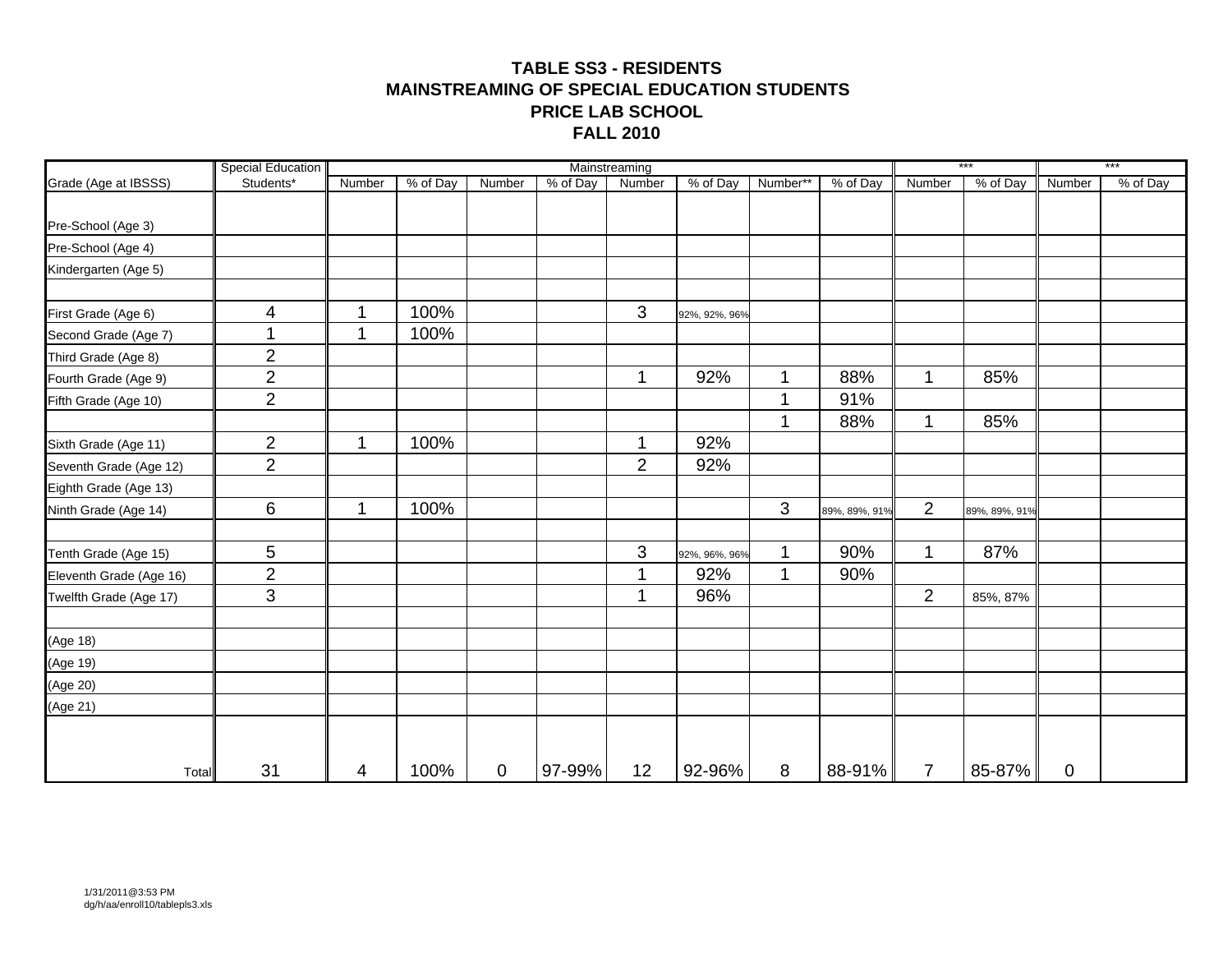# TABLE SS3 - RESIDENTS
## MAINSTREAMING OF SPECIAL EDUCATION STUDENTS
## PRICE LAB SCHOOL
## FALL 2010

| | Special Education | Mainstreaming | | | | | | | | *** | | *** | |
|---|---|---|---|---|---|---|---|---|---|---|---|---|---|
| Grade (Age at IBSSS) | Students* | Number | % of Day | Number | % of Day | Number | % of Day | Number** | % of Day | Number | % of Day | Number | % of Day |
| Pre-School (Age 3) | | | | | | | | | | | | | |
| Pre-School (Age 4) | | | | | | | | | | | | | |
| Kindergarten (Age 5) | | | | | | | | | | | | | |
| | | | | | | | | | | | | | |
| First Grade (Age 6) | 4 | 1 | 100% | | | 3 | 92%, 92%, 96% | | | | | | |
| Second Grade (Age 7) | 1 | 1 | 100% | | | | | | | | | | |
| Third Grade (Age 8) | 2 | | | | | | | | | | | | |
| Fourth Grade (Age 9) | 2 | | | | | 1 | 92% | 1 | 88% | 1 | 85% | | |
| Fifth Grade (Age 10) | 2 | | | | | | | 1 | 91% | | | | |
| | | | | | | | | 1 | 88% | 1 | 85% | | |
| Sixth Grade (Age 11) | 2 | 1 | 100% | | | 1 | 92% | | | | | | |
| Seventh Grade (Age 12) | 2 | | | | | 2 | 92% | | | | | | |
| Eighth Grade (Age 13) | | | | | | | | | | | | | |
| Ninth Grade (Age 14) | 6 | 1 | 100% | | | | | 3 | 89%, 89%, 91% | 2 | 89%, 89%, 91% | | |
| | | | | | | | | | | | | | |
| Tenth Grade (Age 15) | 5 | | | | | 3 | 92%, 96%, 96% | 1 | 90% | 1 | 87% | | |
| Eleventh Grade (Age 16) | 2 | | | | | 1 | 92% | 1 | 90% | | | | |
| Twelfth Grade (Age 17) | 3 | | | | | 1 | 96% | | | 2 | 85%, 87% | | |
| | | | | | | | | | | | | | |
| (Age 18) | | | | | | | | | | | | | |
| (Age 19) | | | | | | | | | | | | | |
| (Age 20) | | | | | | | | | | | | | |
| (Age 21) | | | | | | | | | | | | | |
| Total | 31 | 4 | 100% | 0 | 97-99% | 12 | 92-96% | 8 | 88-91% | 7 | 85-87% | 0 | |

1/31/2011@3:53 PM
dg/h/aa/enroll10/tablepls3.xls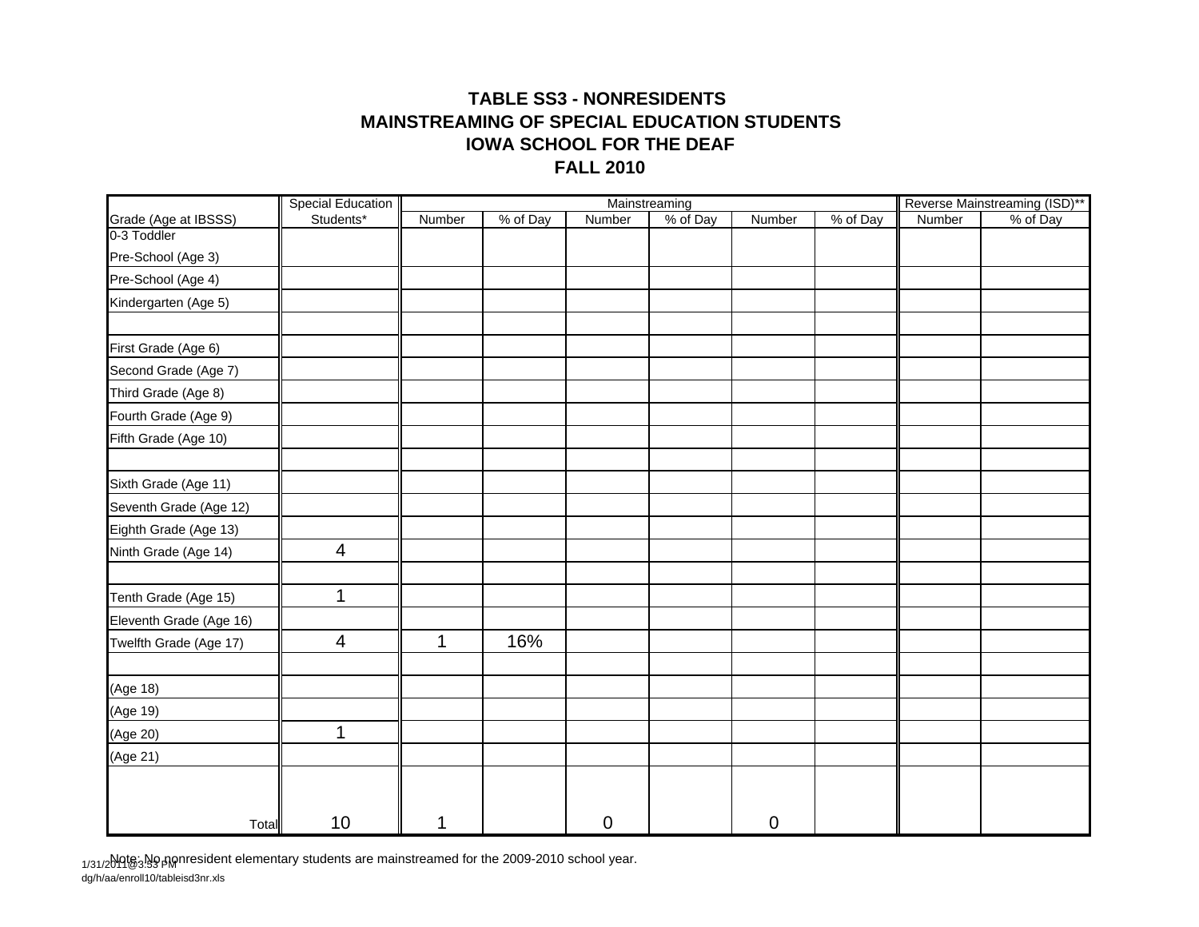**TABLE SS3 - NONRESIDENTS**
**MAINSTREAMING OF SPECIAL EDUCATION STUDENTS**
**IOWA SCHOOL FOR THE DEAF**
**FALL 2010**

| | Special Education | Mainstreaming | | | | | | Reverse Mainstreaming (ISD)** | |
|---|---|---|---|---|---|---|---|---|---|
| Grade (Age at IBSSS) | Students* | Number | % of Day | Number | % of Day | Number | % of Day | Number | % of Day |
| 0-3 Toddler<br>Pre-School (Age 3) | | | | | | | | | |
| Pre-School (Age 4) | | | | | | | | | |
| Kindergarten (Age 5) | | | | | | | | | |
| | | | | | | | | | |
| First Grade (Age 6) | | | | | | | | | |
| Second Grade (Age 7) | | | | | | | | | |
| Third Grade (Age 8) | | | | | | | | | |
| Fourth Grade (Age 9) | | | | | | | | | |
| Fifth Grade (Age 10) | | | | | | | | | |
| | | | | | | | | | |
| Sixth Grade (Age 11) | | | | | | | | | |
| Seventh Grade (Age 12) | | | | | | | | | |
| Eighth Grade (Age 13) | | | | | | | | | |
| Ninth Grade (Age 14) | 4 | | | | | | | | |
| | | | | | | | | | |
| Tenth Grade (Age 15) | 1 | | | | | | | | |
| Eleventh Grade (Age 16) | | | | | | | | | |
| Twelfth Grade (Age 17) | 4 | 1 | 16% | | | | | | |
| | | | | | | | | | |
| (Age 18) | | | | | | | | | |
| (Age 19) | | | | | | | | | |
| (Age 20) | 1 | | | | | | | | |
| (Age 21) | | | | | | | | | |
| Total | 10 | 1 | | 0 | | 0 | | | |

Note: No nonresident elementary students are mainstreamed for the 2009-2010 school year.

1/31/2011@3:53 PM
dg/h/aa/enroll10/tableisd3nr.xls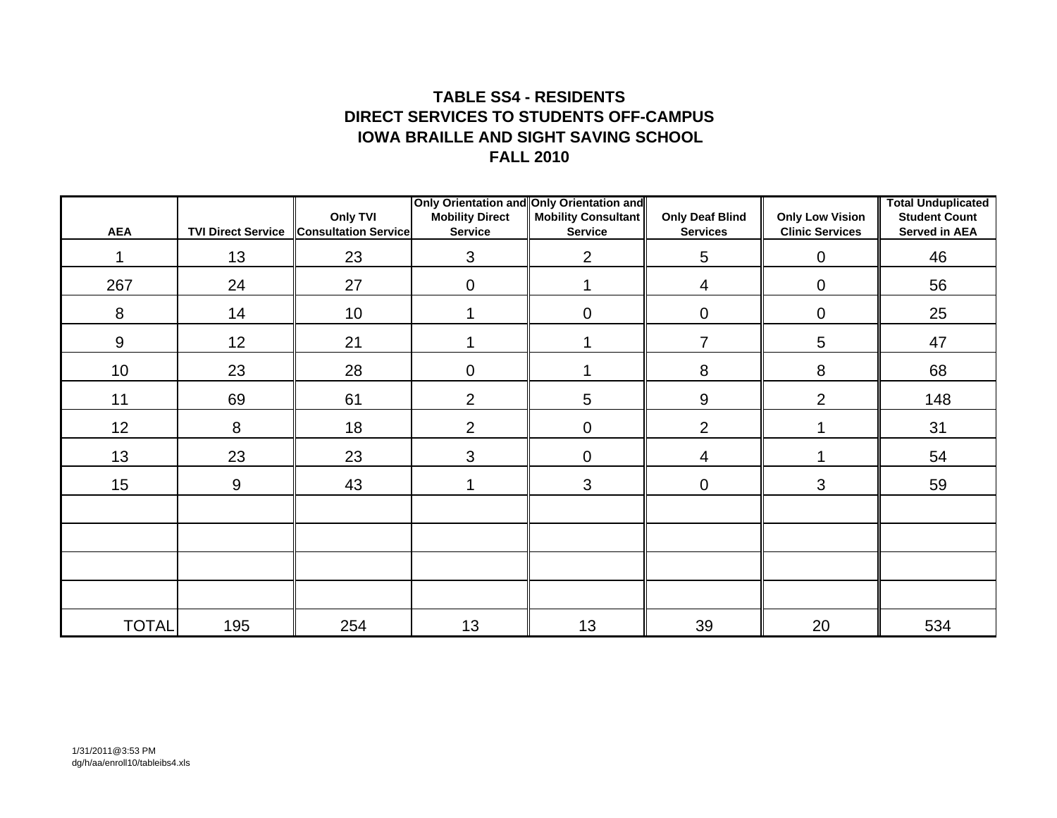# TABLE SS4 - RESIDENTS
## DIRECT SERVICES TO STUDENTS OFF-CAMPUS
## IOWA BRAILLE AND SIGHT SAVING SCHOOL
## FALL 2010

| AEA | TVI Direct Service | Only TVI Consultation Service | Only Orientation and Mobility Direct Service | Only Orientation and Mobility Consultant Service | Only Deaf Blind Services | Only Low Vision Clinic Services | Total Unduplicated Student Count Served in AEA |
|---|---|---|---|---|---|---|---|
| 1 | 13 | 23 | 3 | 2 | 5 | 0 | 46 |
| 267 | 24 | 27 | 0 | 1 | 4 | 0 | 56 |
| 8 | 14 | 10 | 1 | 0 | 0 | 0 | 25 |
| 9 | 12 | 21 | 1 | 1 | 7 | 5 | 47 |
| 10 | 23 | 28 | 0 | 1 | 8 | 8 | 68 |
| 11 | 69 | 61 | 2 | 5 | 9 | 2 | 148 |
| 12 | 8 | 18 | 2 | 0 | 2 | 1 | 31 |
| 13 | 23 | 23 | 3 | 0 | 4 | 1 | 54 |
| 15 | 9 | 43 | 1 | 3 | 0 | 3 | 59 |
| | | | | | | | |
| | | | | | | | |
| | | | | | | | |
| | | | | | | | |
| TOTAL | 195 | 254 | 13 | 13 | 39 | 20 | 534 |

1/31/2011@3:53 PM
dg/h/aa/enroll10/tableibs4.xls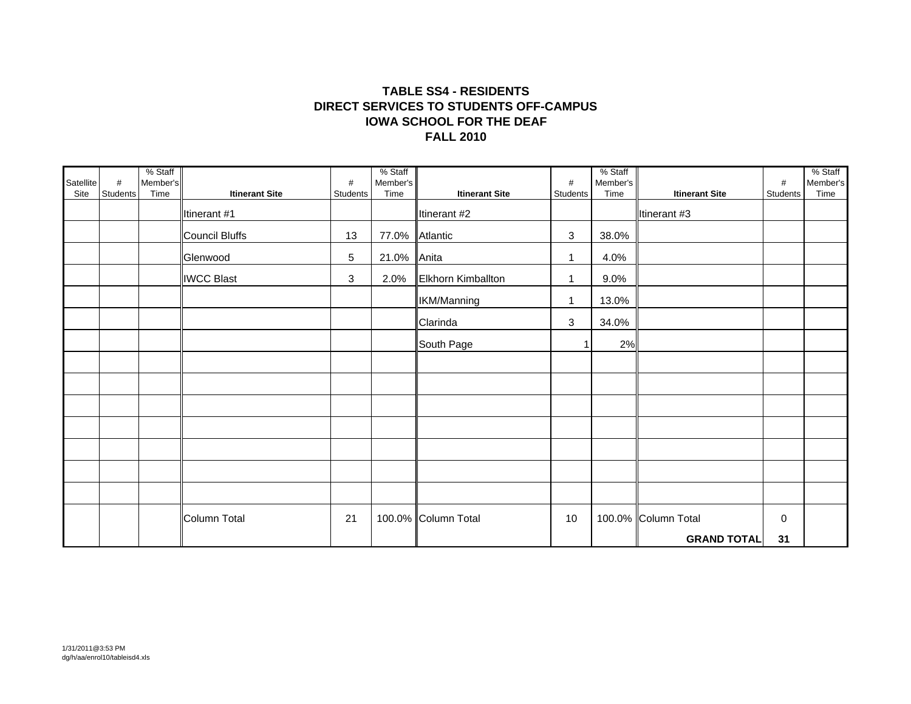**TABLE SS4 - RESIDENTS**
**DIRECT SERVICES TO STUDENTS OFF-CAMPUS**
**IOWA SCHOOL FOR THE DEAF**
**FALL 2010**

| Satellite Site | # Students | % Staff Member's Time | **Itinerant Site** | # Students | % Staff Member's Time | **Itinerant Site** | # Students | % Staff Member's Time | **Itinerant Site** | # Students | % Staff Member's Time |
|---|---|---|---|---|---|---|---|---|---|---|---|
| | | | Itinerant #1 | | | Itinerant #2 | | | Itinerant #3 | | |
| | | | Council Bluffs | 13 | 77.0% | Atlantic | 3 | 38.0% | | | |
| | | | Glenwood | 5 | 21.0% | Anita | 1 | 4.0% | | | |
| | | | IWCC Blast | 3 | 2.0% | Elkhorn Kimballton | 1 | 9.0% | | | |
| | | | | | | IKM/Manning | 1 | 13.0% | | | |
| | | | | | | Clarinda | 3 | 34.0% | | | |
| | | | | | | South Page | 1 | 2% | | | |
| | | | Column Total | 21 | 100.0% | Column Total | 10 | 100.0% | Column Total | 0 | |
| | | | | | | | | | **GRAND TOTAL** | **31** | |

1/31/2011@3:53 PM
dg/h/aa/enrol10/tableisd4.xls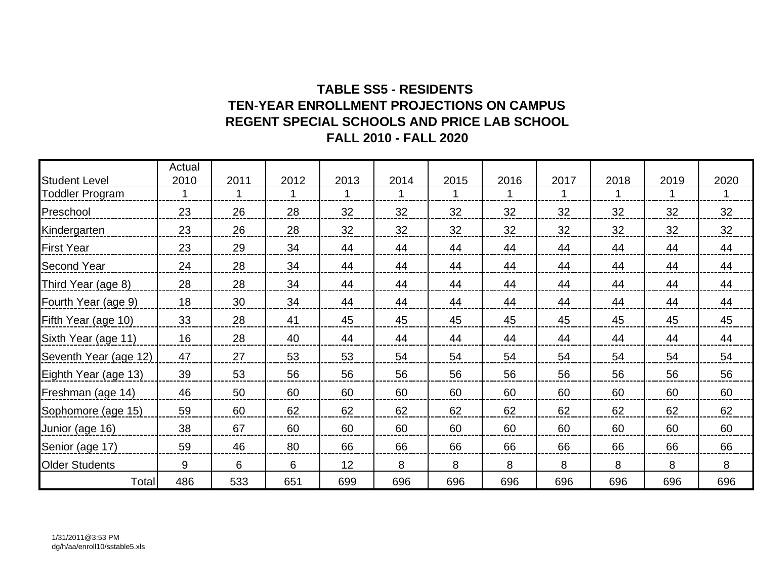# TABLE SS5 - RESIDENTS
## TEN-YEAR ENROLLMENT PROJECTIONS ON CAMPUS
## REGENT SPECIAL SCHOOLS AND PRICE LAB SCHOOL
## FALL 2010 - FALL 2020

| Student Level | Actual 2010 | 2011 | 2012 | 2013 | 2014 | 2015 | 2016 | 2017 | 2018 | 2019 | 2020 |
|---|---|---|---|---|---|---|---|---|---|---|---|
| Toddler Program | 1 | 1 | 1 | 1 | 1 | 1 | 1 | 1 | 1 | 1 | 1 |
| Preschool | 23 | 26 | 28 | 32 | 32 | 32 | 32 | 32 | 32 | 32 | 32 |
| Kindergarten | 23 | 26 | 28 | 32 | 32 | 32 | 32 | 32 | 32 | 32 | 32 |
| First Year | 23 | 29 | 34 | 44 | 44 | 44 | 44 | 44 | 44 | 44 | 44 |
| Second Year | 24 | 28 | 34 | 44 | 44 | 44 | 44 | 44 | 44 | 44 | 44 |
| Third Year (age 8) | 28 | 28 | 34 | 44 | 44 | 44 | 44 | 44 | 44 | 44 | 44 |
| Fourth Year (age 9) | 18 | 30 | 34 | 44 | 44 | 44 | 44 | 44 | 44 | 44 | 44 |
| Fifth Year (age 10) | 33 | 28 | 41 | 45 | 45 | 45 | 45 | 45 | 45 | 45 | 45 |
| Sixth Year (age 11) | 16 | 28 | 40 | 44 | 44 | 44 | 44 | 44 | 44 | 44 | 44 |
| Seventh Year (age 12) | 47 | 27 | 53 | 53 | 54 | 54 | 54 | 54 | 54 | 54 | 54 |
| Eighth Year (age 13) | 39 | 53 | 56 | 56 | 56 | 56 | 56 | 56 | 56 | 56 | 56 |
| Freshman (age 14) | 46 | 50 | 60 | 60 | 60 | 60 | 60 | 60 | 60 | 60 | 60 |
| Sophomore (age 15) | 59 | 60 | 62 | 62 | 62 | 62 | 62 | 62 | 62 | 62 | 62 |
| Junior (age 16) | 38 | 67 | 60 | 60 | 60 | 60 | 60 | 60 | 60 | 60 | 60 |
| Senior (age 17) | 59 | 46 | 80 | 66 | 66 | 66 | 66 | 66 | 66 | 66 | 66 |
| Older Students | 9 | 6 | 6 | 12 | 8 | 8 | 8 | 8 | 8 | 8 | 8 |
| Total | 486 | 533 | 651 | 699 | 696 | 696 | 696 | 696 | 696 | 696 | 696 |

1/31/2011@3:53 PM
dg/h/aa/enroll10/sstable5.xls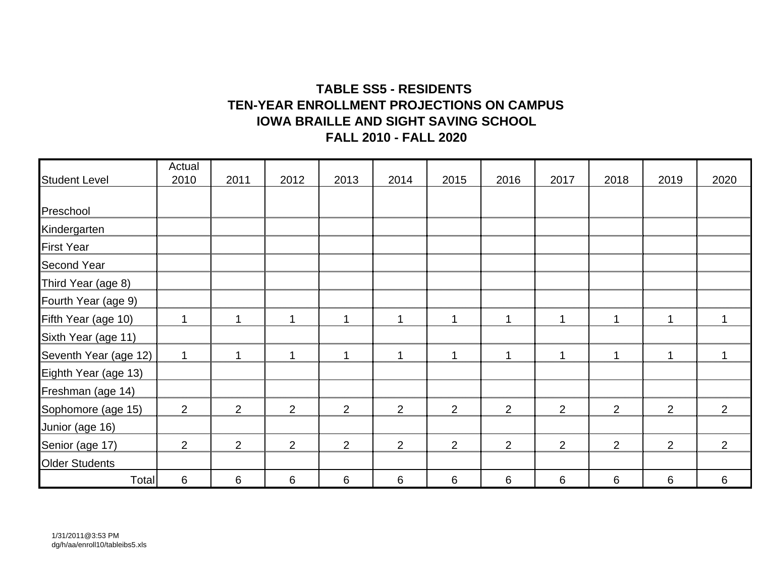**TABLE SS5 - RESIDENTS**
**TEN-YEAR ENROLLMENT PROJECTIONS ON CAMPUS**
**IOWA BRAILLE AND SIGHT SAVING SCHOOL**
**FALL 2010 - FALL 2020**

| Student Level | Actual 2010 | 2011 | 2012 | 2013 | 2014 | 2015 | 2016 | 2017 | 2018 | 2019 | 2020 |
|---|---|---|---|---|---|---|---|---|---|---|---|
| Preschool | | | | | | | | | | | |
| Kindergarten | | | | | | | | | | | |
| First Year | | | | | | | | | | | |
| Second Year | | | | | | | | | | | |
| Third Year (age 8) | | | | | | | | | | | |
| Fourth Year (age 9) | | | | | | | | | | | |
| Fifth Year (age 10) | 1 | 1 | 1 | 1 | 1 | 1 | 1 | 1 | 1 | 1 | 1 |
| Sixth Year (age 11) | | | | | | | | | | | |
| Seventh Year (age 12) | 1 | 1 | 1 | 1 | 1 | 1 | 1 | 1 | 1 | 1 | 1 |
| Eighth Year (age 13) | | | | | | | | | | | |
| Freshman (age 14) | | | | | | | | | | | |
| Sophomore (age 15) | 2 | 2 | 2 | 2 | 2 | 2 | 2 | 2 | 2 | 2 | 2 |
| Junior (age 16) | | | | | | | | | | | |
| Senior (age 17) | 2 | 2 | 2 | 2 | 2 | 2 | 2 | 2 | 2 | 2 | 2 |
| Older Students | | | | | | | | | | | |
| Total | 6 | 6 | 6 | 6 | 6 | 6 | 6 | 6 | 6 | 6 | 6 |

1/31/2011@3:53 PM
dg/h/aa/enroll10/tableibs5.xls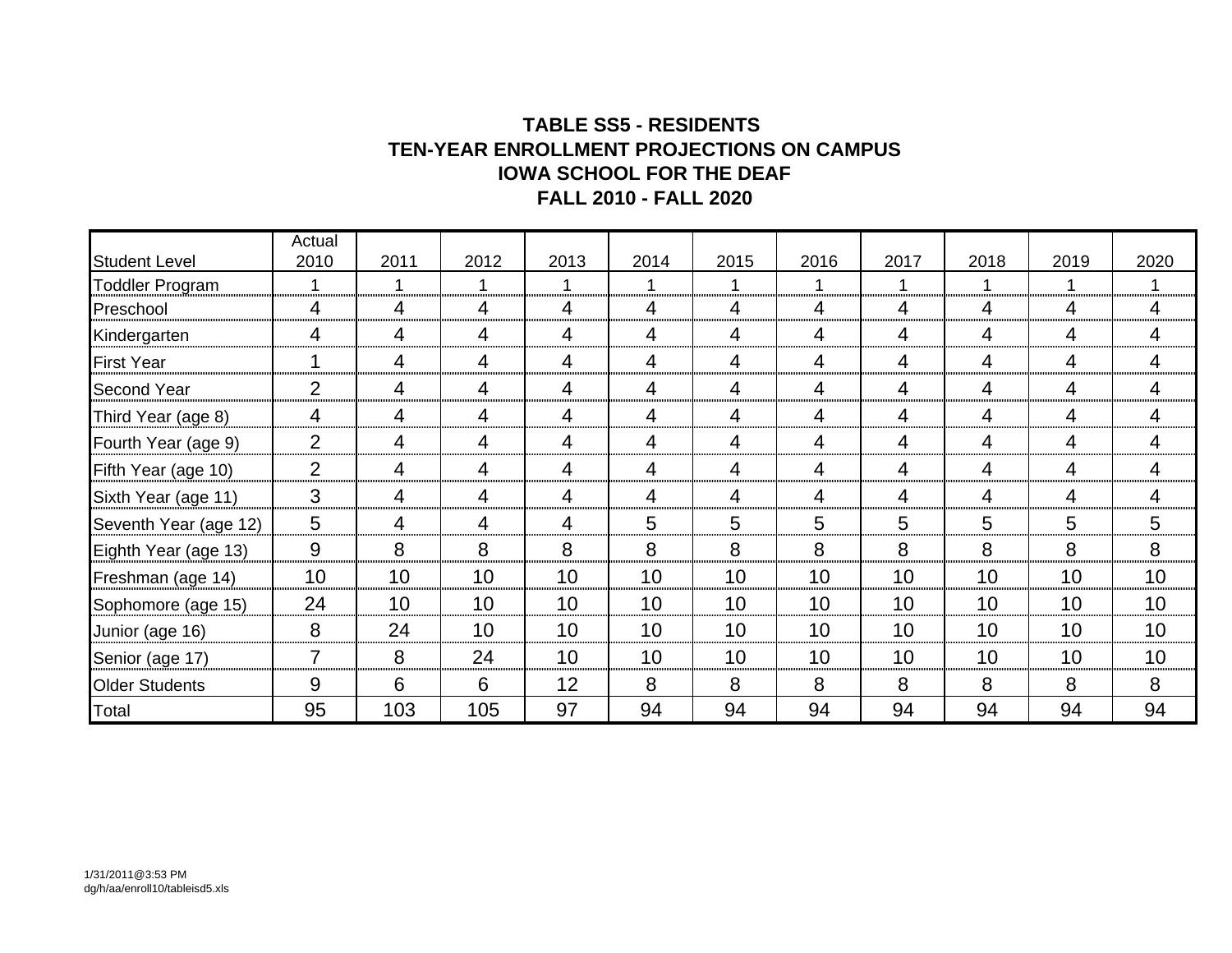# TABLE SS5 - RESIDENTS
## TEN-YEAR ENROLLMENT PROJECTIONS ON CAMPUS
## IOWA SCHOOL FOR THE DEAF
## FALL 2010 - FALL 2020

| Student Level | Actual 2010 | 2011 | 2012 | 2013 | 2014 | 2015 | 2016 | 2017 | 2018 | 2019 | 2020 |
|---|---|---|---|---|---|---|---|---|---|---|---|
| Toddler Program | 1 | 1 | 1 | 1 | 1 | 1 | 1 | 1 | 1 | 1 | 1 |
| Preschool | 4 | 4 | 4 | 4 | 4 | 4 | 4 | 4 | 4 | 4 | 4 |
| Kindergarten | 4 | 4 | 4 | 4 | 4 | 4 | 4 | 4 | 4 | 4 | 4 |
| First Year | 1 | 4 | 4 | 4 | 4 | 4 | 4 | 4 | 4 | 4 | 4 |
| Second Year | 2 | 4 | 4 | 4 | 4 | 4 | 4 | 4 | 4 | 4 | 4 |
| Third Year (age 8) | 4 | 4 | 4 | 4 | 4 | 4 | 4 | 4 | 4 | 4 | 4 |
| Fourth Year (age 9) | 2 | 4 | 4 | 4 | 4 | 4 | 4 | 4 | 4 | 4 | 4 |
| Fifth Year (age 10) | 2 | 4 | 4 | 4 | 4 | 4 | 4 | 4 | 4 | 4 | 4 |
| Sixth Year (age 11) | 3 | 4 | 4 | 4 | 4 | 4 | 4 | 4 | 4 | 4 | 4 |
| Seventh Year (age 12) | 5 | 4 | 4 | 4 | 5 | 5 | 5 | 5 | 5 | 5 | 5 |
| Eighth Year (age 13) | 9 | 8 | 8 | 8 | 8 | 8 | 8 | 8 | 8 | 8 | 8 |
| Freshman (age 14) | 10 | 10 | 10 | 10 | 10 | 10 | 10 | 10 | 10 | 10 | 10 |
| Sophomore (age 15) | 24 | 10 | 10 | 10 | 10 | 10 | 10 | 10 | 10 | 10 | 10 |
| Junior (age 16) | 8 | 24 | 10 | 10 | 10 | 10 | 10 | 10 | 10 | 10 | 10 |
| Senior (age 17) | 7 | 8 | 24 | 10 | 10 | 10 | 10 | 10 | 10 | 10 | 10 |
| Older Students | 9 | 6 | 6 | 12 | 8 | 8 | 8 | 8 | 8 | 8 | 8 |
| Total | 95 | 103 | 105 | 97 | 94 | 94 | 94 | 94 | 94 | 94 | 94 |

1/31/2011@3:53 PM
dg/h/aa/enroll10/tableisd5.xls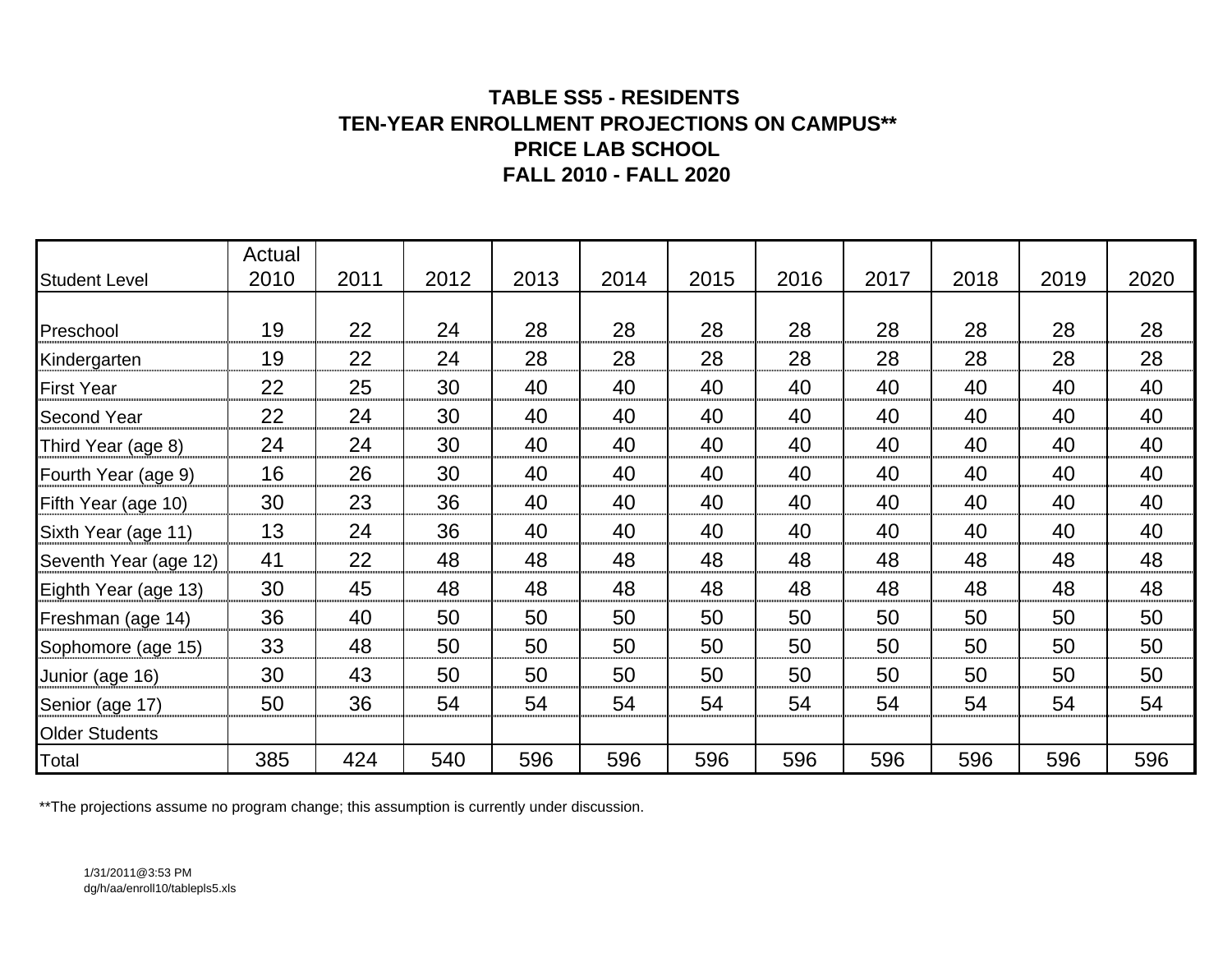**TABLE SS5 - RESIDENTS**
**TEN-YEAR ENROLLMENT PROJECTIONS ON CAMPUS****
**PRICE LAB SCHOOL**
**FALL 2010 - FALL 2020**

| Student Level | Actual 2010 | 2011 | 2012 | 2013 | 2014 | 2015 | 2016 | 2017 | 2018 | 2019 | 2020 |
|---|---|---|---|---|---|---|---|---|---|---|---|
| Preschool | 19 | 22 | 24 | 28 | 28 | 28 | 28 | 28 | 28 | 28 | 28 |
| Kindergarten | 19 | 22 | 24 | 28 | 28 | 28 | 28 | 28 | 28 | 28 | 28 |
| First Year | 22 | 25 | 30 | 40 | 40 | 40 | 40 | 40 | 40 | 40 | 40 |
| Second Year | 22 | 24 | 30 | 40 | 40 | 40 | 40 | 40 | 40 | 40 | 40 |
| Third Year (age 8) | 24 | 24 | 30 | 40 | 40 | 40 | 40 | 40 | 40 | 40 | 40 |
| Fourth Year (age 9) | 16 | 26 | 30 | 40 | 40 | 40 | 40 | 40 | 40 | 40 | 40 |
| Fifth Year (age 10) | 30 | 23 | 36 | 40 | 40 | 40 | 40 | 40 | 40 | 40 | 40 |
| Sixth Year (age 11) | 13 | 24 | 36 | 40 | 40 | 40 | 40 | 40 | 40 | 40 | 40 |
| Seventh Year (age 12) | 41 | 22 | 48 | 48 | 48 | 48 | 48 | 48 | 48 | 48 | 48 |
| Eighth Year (age 13) | 30 | 45 | 48 | 48 | 48 | 48 | 48 | 48 | 48 | 48 | 48 |
| Freshman (age 14) | 36 | 40 | 50 | 50 | 50 | 50 | 50 | 50 | 50 | 50 | 50 |
| Sophomore (age 15) | 33 | 48 | 50 | 50 | 50 | 50 | 50 | 50 | 50 | 50 | 50 |
| Junior (age 16) | 30 | 43 | 50 | 50 | 50 | 50 | 50 | 50 | 50 | 50 | 50 |
| Senior (age 17) | 50 | 36 | 54 | 54 | 54 | 54 | 54 | 54 | 54 | 54 | 54 |
| Older Students | | | | | | | | | | | |
| Total | 385 | 424 | 540 | 596 | 596 | 596 | 596 | 596 | 596 | 596 | 596 |

**The projections assume no program change; this assumption is currently under discussion.

1/31/2011@3:53 PM
dg/h/aa/enroll10/tablepls5.xls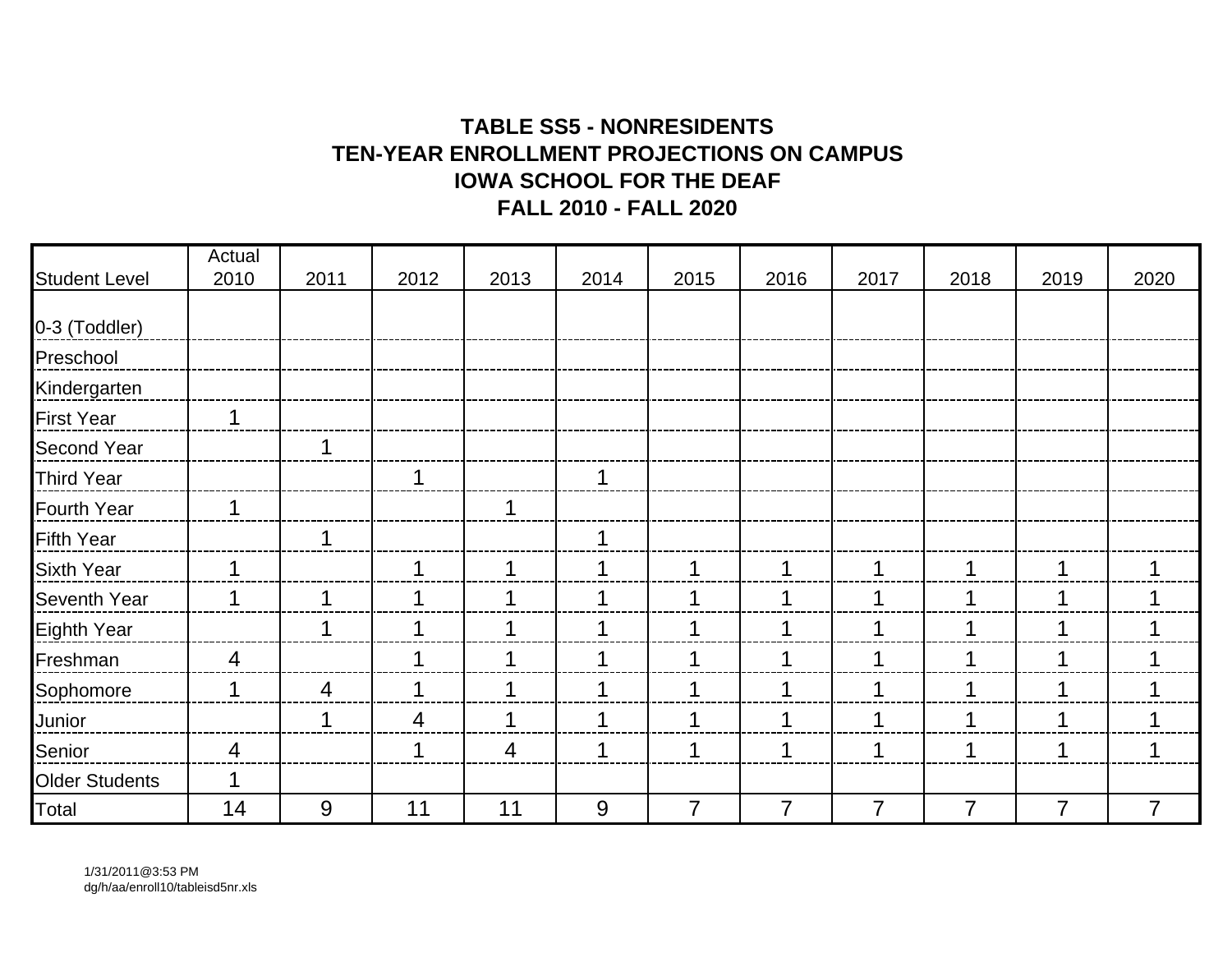**TABLE SS5 - NONRESIDENTS**
**TEN-YEAR ENROLLMENT PROJECTIONS ON CAMPUS**
**IOWA SCHOOL FOR THE DEAF**
**FALL 2010 - FALL 2020**

| Student Level | Actual 2010 | 2011 | 2012 | 2013 | 2014 | 2015 | 2016 | 2017 | 2018 | 2019 | 2020 |
|---|---|---|---|---|---|---|---|---|---|---|---|
| 0-3 (Toddler) | | | | | | | | | | | |
| Preschool | | | | | | | | | | | |
| Kindergarten | | | | | | | | | | | |
| First Year | 1 | | | | | | | | | | |
| Second Year | | 1 | | | | | | | | | |
| Third Year | | | 1 | | 1 | | | | | | |
| Fourth Year | 1 | | | 1 | | | | | | | |
| Fifth Year | | 1 | | | 1 | | | | | | |
| Sixth Year | 1 | | 1 | 1 | 1 | 1 | 1 | 1 | 1 | 1 | 1 |
| Seventh Year | 1 | 1 | 1 | 1 | 1 | 1 | 1 | 1 | 1 | 1 | 1 |
| Eighth Year | | 1 | 1 | 1 | 1 | 1 | 1 | 1 | 1 | 1 | 1 |
| Freshman | 4 | | 1 | 1 | 1 | 1 | 1 | 1 | 1 | 1 | 1 |
| Sophomore | 1 | 4 | 1 | 1 | 1 | 1 | 1 | 1 | 1 | 1 | 1 |
| Junior | | 1 | 4 | 1 | 1 | 1 | 1 | 1 | 1 | 1 | 1 |
| Senior | 4 | | 1 | 4 | 1 | 1 | 1 | 1 | 1 | 1 | 1 |
| Older Students | 1 | | | | | | | | | | |
| Total | 14 | 9 | 11 | 11 | 9 | 7 | 7 | 7 | 7 | 7 | 7 |

1/31/2011@3:53 PM
dg/h/aa/enroll10/tableisd5nr.xls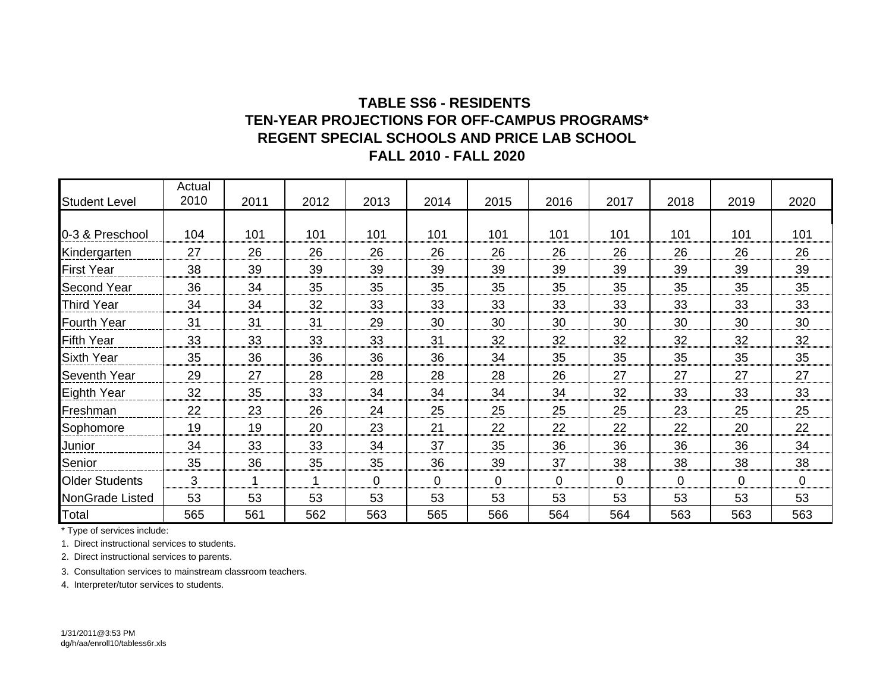# TABLE SS6 - RESIDENTS
## TEN-YEAR PROJECTIONS FOR OFF-CAMPUS PROGRAMS*
## REGENT SPECIAL SCHOOLS AND PRICE LAB SCHOOL
## FALL 2010 - FALL 2020

| Student Level | Actual 2010 | 2011 | 2012 | 2013 | 2014 | 2015 | 2016 | 2017 | 2018 | 2019 | 2020 |
|---|---|---|---|---|---|---|---|---|---|---|---|
| 0-3 & Preschool | 104 | 101 | 101 | 101 | 101 | 101 | 101 | 101 | 101 | 101 | 101 |
| Kindergarten | 27 | 26 | 26 | 26 | 26 | 26 | 26 | 26 | 26 | 26 | 26 |
| First Year | 38 | 39 | 39 | 39 | 39 | 39 | 39 | 39 | 39 | 39 | 39 |
| Second Year | 36 | 34 | 35 | 35 | 35 | 35 | 35 | 35 | 35 | 35 | 35 |
| Third Year | 34 | 34 | 32 | 33 | 33 | 33 | 33 | 33 | 33 | 33 | 33 |
| Fourth Year | 31 | 31 | 31 | 29 | 30 | 30 | 30 | 30 | 30 | 30 | 30 |
| Fifth Year | 33 | 33 | 33 | 33 | 31 | 32 | 32 | 32 | 32 | 32 | 32 |
| Sixth Year | 35 | 36 | 36 | 36 | 36 | 34 | 35 | 35 | 35 | 35 | 35 |
| Seventh Year | 29 | 27 | 28 | 28 | 28 | 28 | 26 | 27 | 27 | 27 | 27 |
| Eighth Year | 32 | 35 | 33 | 34 | 34 | 34 | 34 | 32 | 33 | 33 | 33 |
| Freshman | 22 | 23 | 26 | 24 | 25 | 25 | 25 | 25 | 23 | 25 | 25 |
| Sophomore | 19 | 19 | 20 | 23 | 21 | 22 | 22 | 22 | 22 | 20 | 22 |
| Junior | 34 | 33 | 33 | 34 | 37 | 35 | 36 | 36 | 36 | 36 | 34 |
| Senior | 35 | 36 | 35 | 35 | 36 | 39 | 37 | 38 | 38 | 38 | 38 |
| Older Students | 3 | 1 | 1 | 0 | 0 | 0 | 0 | 0 | 0 | 0 | 0 |
| NonGrade Listed | 53 | 53 | 53 | 53 | 53 | 53 | 53 | 53 | 53 | 53 | 53 |
| Total | 565 | 561 | 562 | 563 | 565 | 566 | 564 | 564 | 563 | 563 | 563 |

* Type of services include:

1. Direct instructional services to students.
2. Direct instructional services to parents.
3. Consultation services to mainstream classroom teachers.
4. Interpreter/tutor services to students.

1/31/2011@3:53 PM
dg/h/aa/enroll10/tabless6r.xls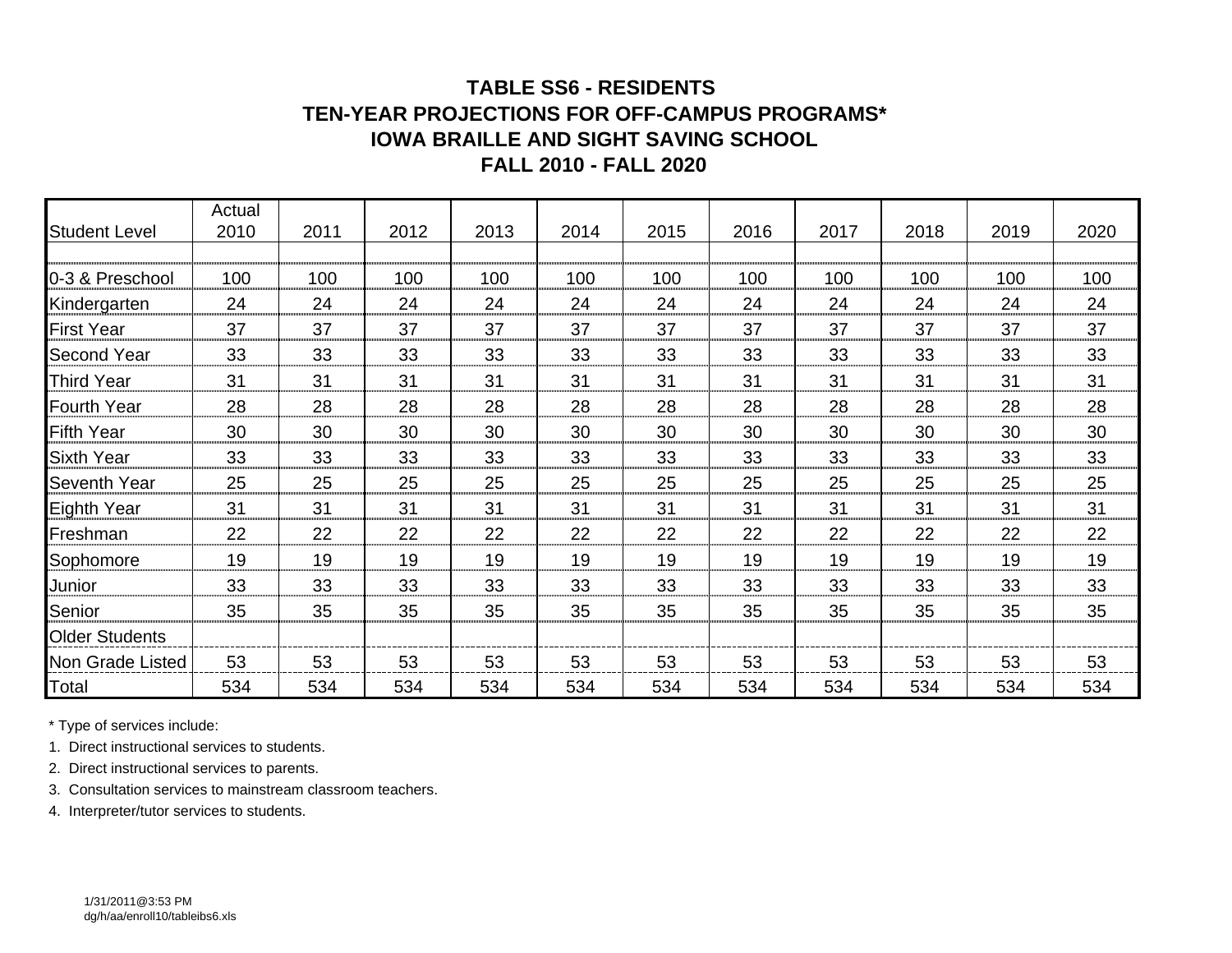**TABLE SS6 - RESIDENTS**
**TEN-YEAR PROJECTIONS FOR OFF-CAMPUS PROGRAMS***
**IOWA BRAILLE AND SIGHT SAVING SCHOOL**
**FALL 2010 - FALL 2020**

| Student Level | Actual 2010 | 2011 | 2012 | 2013 | 2014 | 2015 | 2016 | 2017 | 2018 | 2019 | 2020 |
|---|---|---|---|---|---|---|---|---|---|---|---|
| | | | | | | | | | | | |
| 0-3 & Preschool | 100 | 100 | 100 | 100 | 100 | 100 | 100 | 100 | 100 | 100 | 100 |
| Kindergarten | 24 | 24 | 24 | 24 | 24 | 24 | 24 | 24 | 24 | 24 | 24 |
| First Year | 37 | 37 | 37 | 37 | 37 | 37 | 37 | 37 | 37 | 37 | 37 |
| Second Year | 33 | 33 | 33 | 33 | 33 | 33 | 33 | 33 | 33 | 33 | 33 |
| Third Year | 31 | 31 | 31 | 31 | 31 | 31 | 31 | 31 | 31 | 31 | 31 |
| Fourth Year | 28 | 28 | 28 | 28 | 28 | 28 | 28 | 28 | 28 | 28 | 28 |
| Fifth Year | 30 | 30 | 30 | 30 | 30 | 30 | 30 | 30 | 30 | 30 | 30 |
| Sixth Year | 33 | 33 | 33 | 33 | 33 | 33 | 33 | 33 | 33 | 33 | 33 |
| Seventh Year | 25 | 25 | 25 | 25 | 25 | 25 | 25 | 25 | 25 | 25 | 25 |
| Eighth Year | 31 | 31 | 31 | 31 | 31 | 31 | 31 | 31 | 31 | 31 | 31 |
| Freshman | 22 | 22 | 22 | 22 | 22 | 22 | 22 | 22 | 22 | 22 | 22 |
| Sophomore | 19 | 19 | 19 | 19 | 19 | 19 | 19 | 19 | 19 | 19 | 19 |
| Junior | 33 | 33 | 33 | 33 | 33 | 33 | 33 | 33 | 33 | 33 | 33 |
| Senior | 35 | 35 | 35 | 35 | 35 | 35 | 35 | 35 | 35 | 35 | 35 |
| Older Students | | | | | | | | | | | |
| Non Grade Listed | 53 | 53 | 53 | 53 | 53 | 53 | 53 | 53 | 53 | 53 | 53 |
| Total | 534 | 534 | 534 | 534 | 534 | 534 | 534 | 534 | 534 | 534 | 534 |

* Type of services include:

1. Direct instructional services to students.
2. Direct instructional services to parents.
3. Consultation services to mainstream classroom teachers.
4. Interpreter/tutor services to students.

1/31/2011@3:53 PM
dg/h/aa/enroll10/tableibs6.xls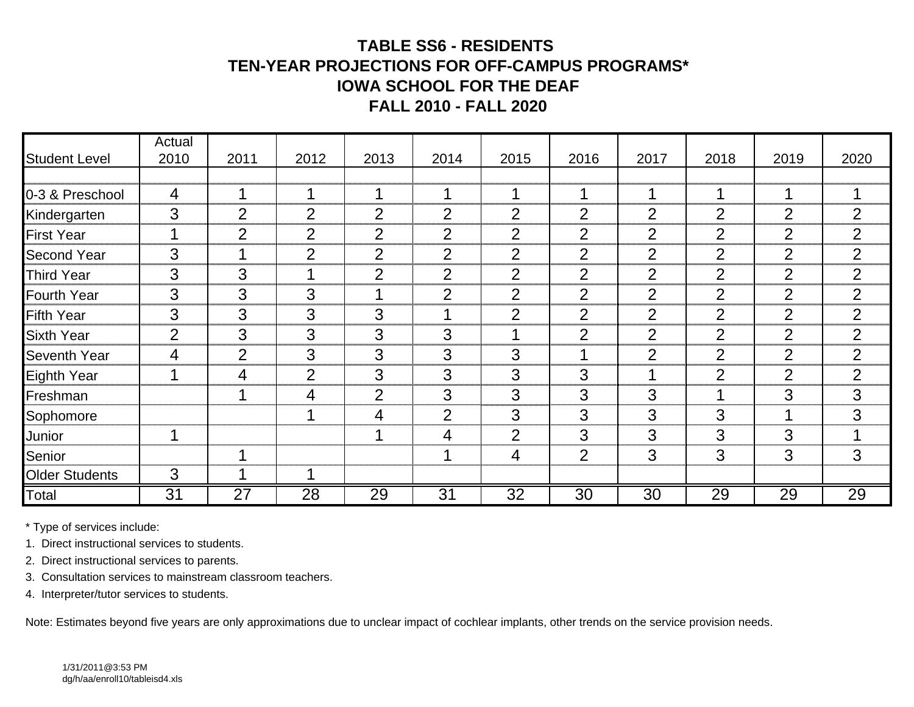# TABLE SS6 - RESIDENTS
# TEN-YEAR PROJECTIONS FOR OFF-CAMPUS PROGRAMS*
# IOWA SCHOOL FOR THE DEAF
# FALL 2010 - FALL 2020

| Student Level | Actual 2010 | 2011 | 2012 | 2013 | 2014 | 2015 | 2016 | 2017 | 2018 | 2019 | 2020 |
|---|---|---|---|---|---|---|---|---|---|---|---|
| 0-3 & Preschool | 4 | 1 | 1 | 1 | 1 | 1 | 1 | 1 | 1 | 1 | 1 |
| Kindergarten | 3 | 2 | 2 | 2 | 2 | 2 | 2 | 2 | 2 | 2 | 2 |
| First Year | 1 | 2 | 2 | 2 | 2 | 2 | 2 | 2 | 2 | 2 | 2 |
| Second Year | 3 | 1 | 2 | 2 | 2 | 2 | 2 | 2 | 2 | 2 | 2 |
| Third Year | 3 | 3 | 1 | 2 | 2 | 2 | 2 | 2 | 2 | 2 | 2 |
| Fourth Year | 3 | 3 | 3 | 1 | 2 | 2 | 2 | 2 | 2 | 2 | 2 |
| Fifth Year | 3 | 3 | 3 | 3 | 1 | 2 | 2 | 2 | 2 | 2 | 2 |
| Sixth Year | 2 | 3 | 3 | 3 | 3 | 1 | 2 | 2 | 2 | 2 | 2 |
| Seventh Year | 4 | 2 | 3 | 3 | 3 | 3 | 1 | 2 | 2 | 2 | 2 |
| Eighth Year | 1 | 4 | 2 | 3 | 3 | 3 | 3 | 1 | 2 | 2 | 2 |
| Freshman | | 1 | 4 | 2 | 3 | 3 | 3 | 3 | 1 | 3 | 3 |
| Sophomore | | | 1 | 4 | 2 | 3 | 3 | 3 | 3 | 1 | 3 |
| Junior | 1 | | | 1 | 4 | 2 | 3 | 3 | 3 | 3 | 1 |
| Senior | | 1 | | | 1 | 4 | 2 | 3 | 3 | 3 | 3 |
| Older Students | 3 | 1 | 1 | | | | | | | | |
| Total | 31 | 27 | 28 | 29 | 31 | 32 | 30 | 30 | 29 | 29 | 29 |

\* Type of services include:

1. Direct instructional services to students.
2. Direct instructional services to parents.
3. Consultation services to mainstream classroom teachers.
4. Interpreter/tutor services to students.

Note: Estimates beyond five years are only approximations due to unclear impact of cochlear implants, other trends on the service provision needs.

1/31/2011@3:53 PM
dg/h/aa/enroll10/tableisd4.xls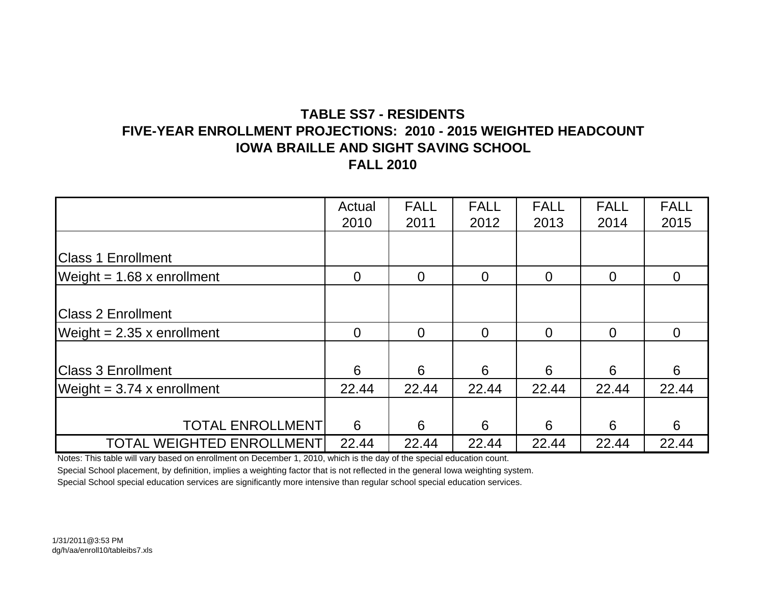**TABLE SS7 - RESIDENTS**
**FIVE-YEAR ENROLLMENT PROJECTIONS: 2010 - 2015 WEIGHTED HEADCOUNT**
**IOWA BRAILLE AND SIGHT SAVING SCHOOL**
**FALL 2010**

| | Actual 2010 | FALL 2011 | FALL 2012 | FALL 2013 | FALL 2014 | FALL 2015 |
|---|---|---|---|---|---|---|
| Class 1 Enrollment | | | | | | |
| Weight = 1.68 x enrollment | 0 | 0 | 0 | 0 | 0 | 0 |
| Class 2 Enrollment | | | | | | |
| Weight = 2.35 x enrollment | 0 | 0 | 0 | 0 | 0 | 0 |
| Class 3 Enrollment | 6 | 6 | 6 | 6 | 6 | 6 |
| Weight = 3.74 x enrollment | 22.44 | 22.44 | 22.44 | 22.44 | 22.44 | 22.44 |
| TOTAL ENROLLMENT | 6 | 6 | 6 | 6 | 6 | 6 |
| TOTAL WEIGHTED ENROLLMENT | 22.44 | 22.44 | 22.44 | 22.44 | 22.44 | 22.44 |

Notes: This table will vary based on enrollment on December 1, 2010, which is the day of the special education count.
Special School placement, by definition, implies a weighting factor that is not reflected in the general Iowa weighting system.
Special School special education services are significantly more intensive than regular school special education services.

1/31/2011@3:53 PM
dg/h/aa/enroll10/tableibs7.xls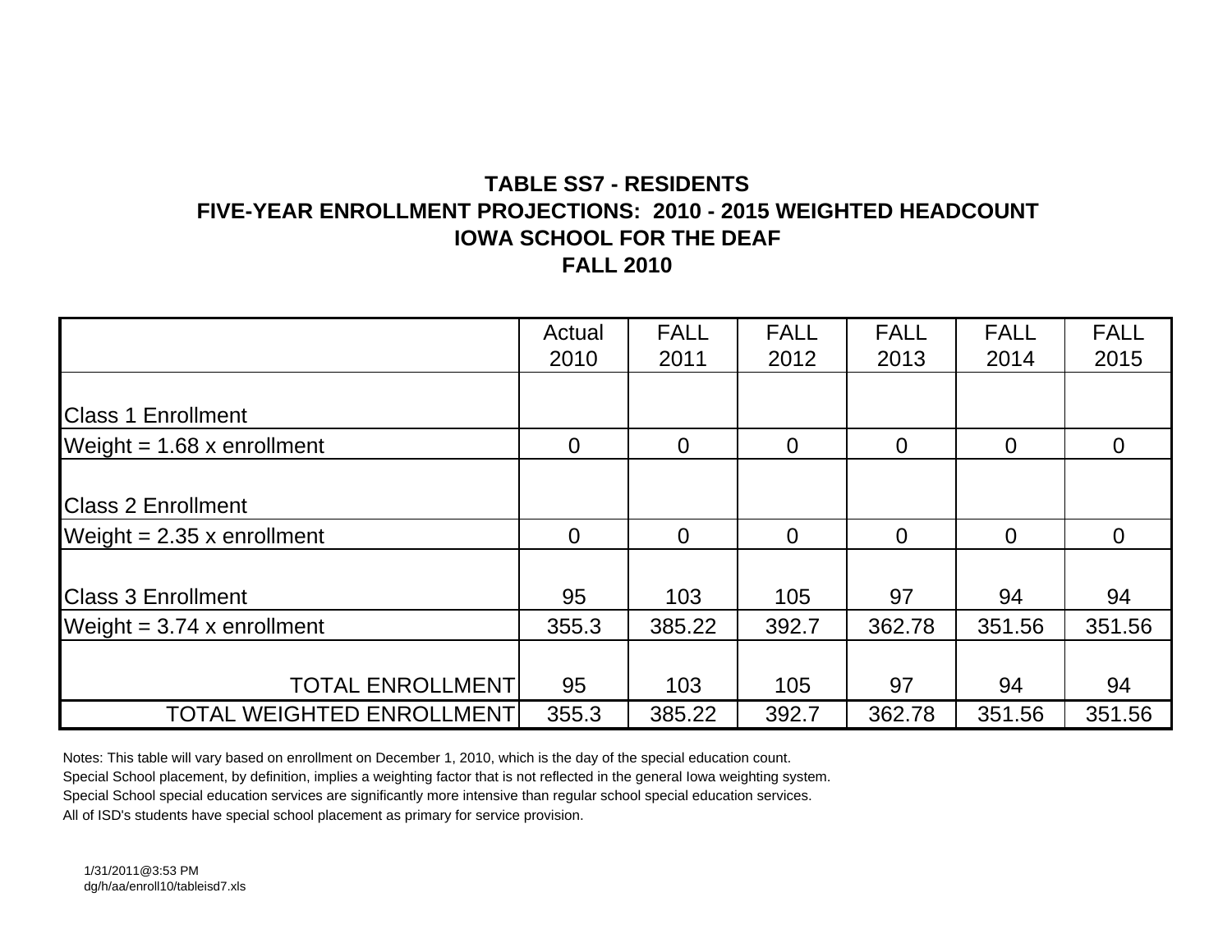**TABLE SS7 - RESIDENTS**
**FIVE-YEAR ENROLLMENT PROJECTIONS: 2010 - 2015 WEIGHTED HEADCOUNT**
**IOWA SCHOOL FOR THE DEAF**
**FALL 2010**

| | Actual 2010 | FALL 2011 | FALL 2012 | FALL 2013 | FALL 2014 | FALL 2015 |
|---|---|---|---|---|---|---|
| Class 1 Enrollment | | | | | | |
| Weight = 1.68 x enrollment | 0 | 0 | 0 | 0 | 0 | 0 |
| Class 2 Enrollment | | | | | | |
| Weight = 2.35 x enrollment | 0 | 0 | 0 | 0 | 0 | 0 |
| Class 3 Enrollment | 95 | 103 | 105 | 97 | 94 | 94 |
| Weight = 3.74 x enrollment | 355.3 | 385.22 | 392.7 | 362.78 | 351.56 | 351.56 |
| TOTAL ENROLLMENT | 95 | 103 | 105 | 97 | 94 | 94 |
| TOTAL WEIGHTED ENROLLMENT | 355.3 | 385.22 | 392.7 | 362.78 | 351.56 | 351.56 |

Notes: This table will vary based on enrollment on December 1, 2010, which is the day of the special education count.
Special School placement, by definition, implies a weighting factor that is not reflected in the general Iowa weighting system.
Special School special education services are significantly more intensive than regular school special education services.
All of ISD's students have special school placement as primary for service provision.

1/31/2011@3:53 PM
dg/h/aa/enroll10/tableisd7.xls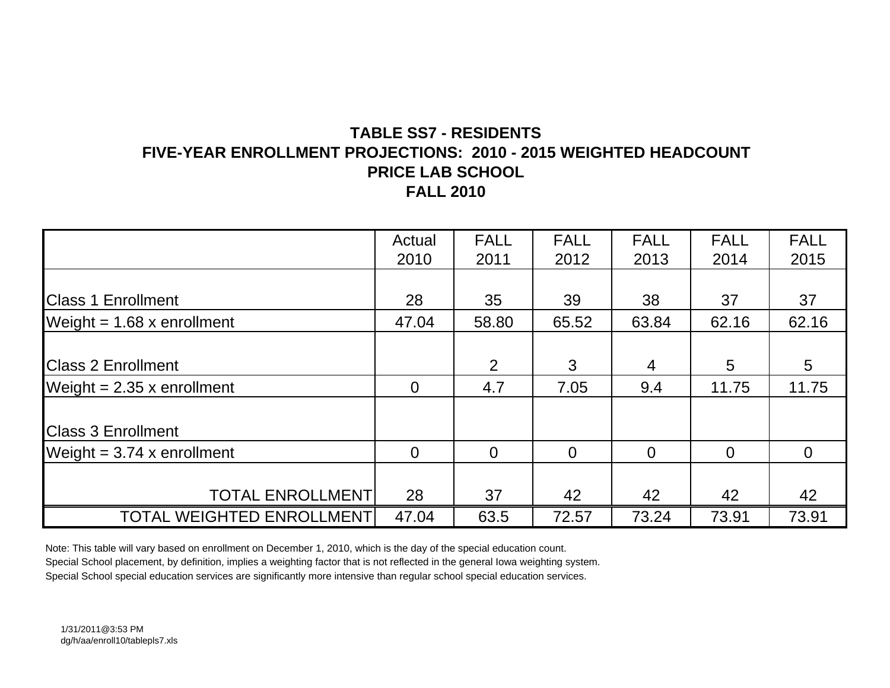**TABLE SS7 - RESIDENTS**
**FIVE-YEAR ENROLLMENT PROJECTIONS: 2010 - 2015 WEIGHTED HEADCOUNT**
**PRICE LAB SCHOOL**
**FALL 2010**

| | Actual 2010 | FALL 2011 | FALL 2012 | FALL 2013 | FALL 2014 | FALL 2015 |
|---|---|---|---|---|---|---|
| Class 1 Enrollment | 28 | 35 | 39 | 38 | 37 | 37 |
| Weight = 1.68 x enrollment | 47.04 | 58.80 | 65.52 | 63.84 | 62.16 | 62.16 |
| Class 2 Enrollment | | 2 | 3 | 4 | 5 | 5 |
| Weight = 2.35 x enrollment | 0 | 4.7 | 7.05 | 9.4 | 11.75 | 11.75 |
| Class 3 Enrollment | | | | | | |
| Weight = 3.74 x enrollment | 0 | 0 | 0 | 0 | 0 | 0 |
| TOTAL ENROLLMENT | 28 | 37 | 42 | 42 | 42 | 42 |
| TOTAL WEIGHTED ENROLLMENT | 47.04 | 63.5 | 72.57 | 73.24 | 73.91 | 73.91 |

Note: This table will vary based on enrollment on December 1, 2010, which is the day of the special education count.
Special School placement, by definition, implies a weighting factor that is not reflected in the general Iowa weighting system.
Special School special education services are significantly more intensive than regular school special education services.

1/31/2011@3:53 PM
dg/h/aa/enroll10/tablepls7.xls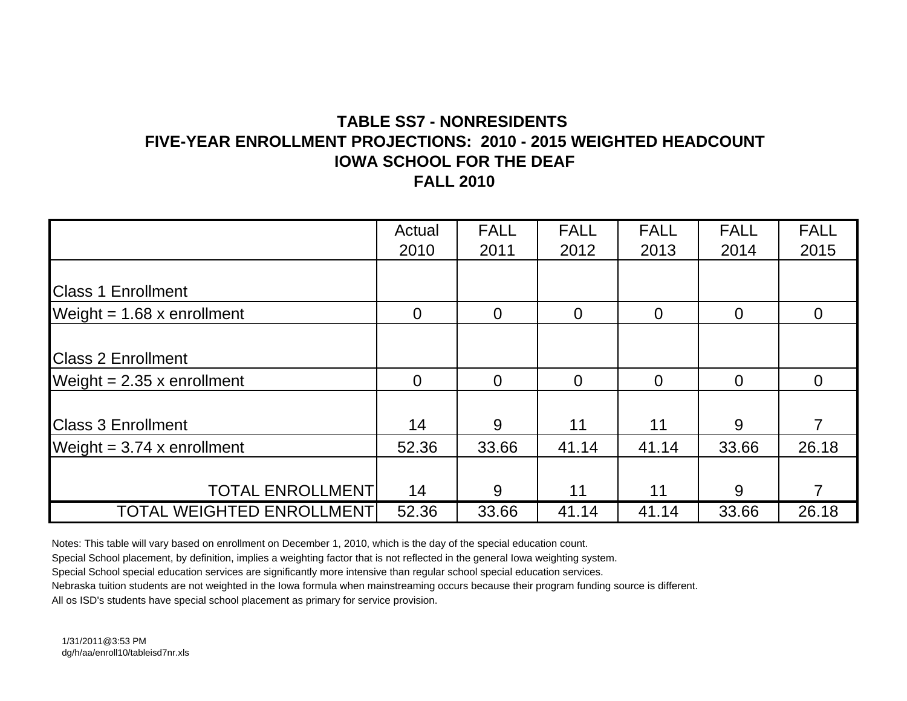# TABLE SS7 - NONRESIDENTS
## FIVE-YEAR ENROLLMENT PROJECTIONS: 2010 - 2015 WEIGHTED HEADCOUNT
## IOWA SCHOOL FOR THE DEAF
## FALL 2010

| | Actual 2010 | FALL 2011 | FALL 2012 | FALL 2013 | FALL 2014 | FALL 2015 |
|---|---|---|---|---|---|---|
| Class 1 Enrollment | | | | | | |
| Weight = 1.68 x enrollment | 0 | 0 | 0 | 0 | 0 | 0 |
| Class 2 Enrollment | | | | | | |
| Weight = 2.35 x enrollment | 0 | 0 | 0 | 0 | 0 | 0 |
| Class 3 Enrollment | 14 | 9 | 11 | 11 | 9 | 7 |
| Weight = 3.74 x enrollment | 52.36 | 33.66 | 41.14 | 41.14 | 33.66 | 26.18 |
| TOTAL ENROLLMENT | 14 | 9 | 11 | 11 | 9 | 7 |
| TOTAL WEIGHTED ENROLLMENT | 52.36 | 33.66 | 41.14 | 41.14 | 33.66 | 26.18 |

Notes: This table will vary based on enrollment on December 1, 2010, which is the day of the special education count.

Special School placement, by definition, implies a weighting factor that is not reflected in the general Iowa weighting system.

Special School special education services are significantly more intensive than regular school special education services.

Nebraska tuition students are not weighted in the Iowa formula when mainstreaming occurs because their program funding source is different.

All os ISD's students have special school placement as primary for service provision.

1/31/2011@3:53 PM
dg/h/aa/enroll10/tableisd7nr.xls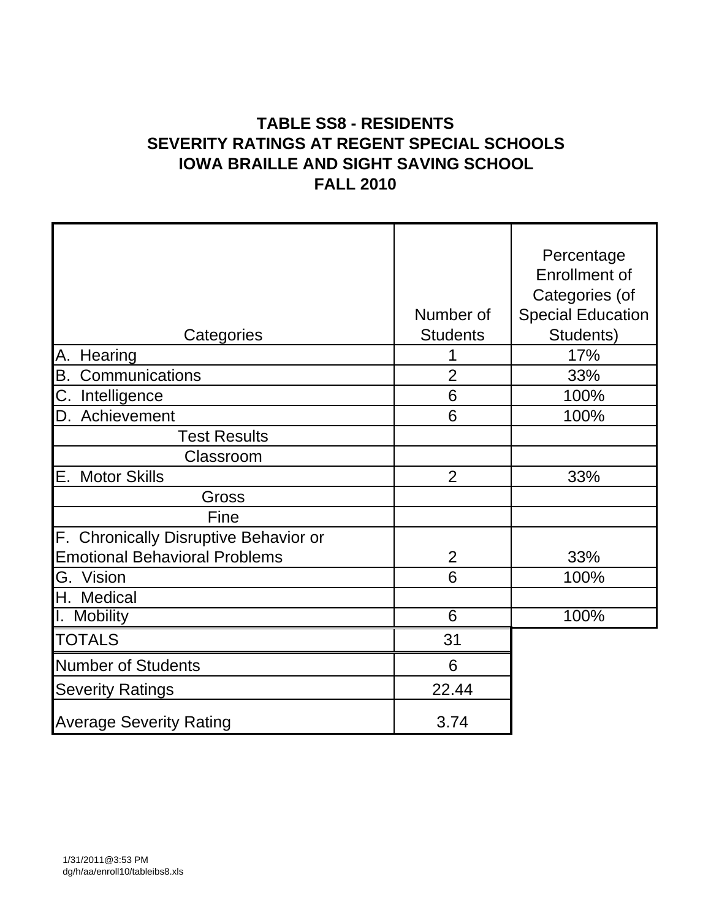# TABLE SS8 - RESIDENTS
# SEVERITY RATINGS AT REGENT SPECIAL SCHOOLS
# IOWA BRAILLE AND SIGHT SAVING SCHOOL
# FALL 2010

| Categories | Number of Students | Percentage Enrollment of Categories (of Special Education Students) |
|---|---|---|
| A. Hearing | 1 | 17% |
| B. Communications | 2 | 33% |
| C. Intelligence | 6 | 100% |
| D. Achievement | 6 | 100% |
| Test Results | | |
| Classroom | | |
| E. Motor Skills | 2 | 33% |
| Gross | | |
| Fine | | |
| F. Chronically Disruptive Behavior or Emotional Behavioral Problems | 2 | 33% |
| G. Vision | 6 | 100% |
| H. Medical | | |
| I. Mobility | 6 | 100% |
| TOTALS | 31 | |
| Number of Students | 6 | |
| Severity Ratings | 22.44 | |
| Average Severity Rating | 3.74 | |

1/31/2011@3:53 PM
dg/h/aa/enroll10/tableibs8.xls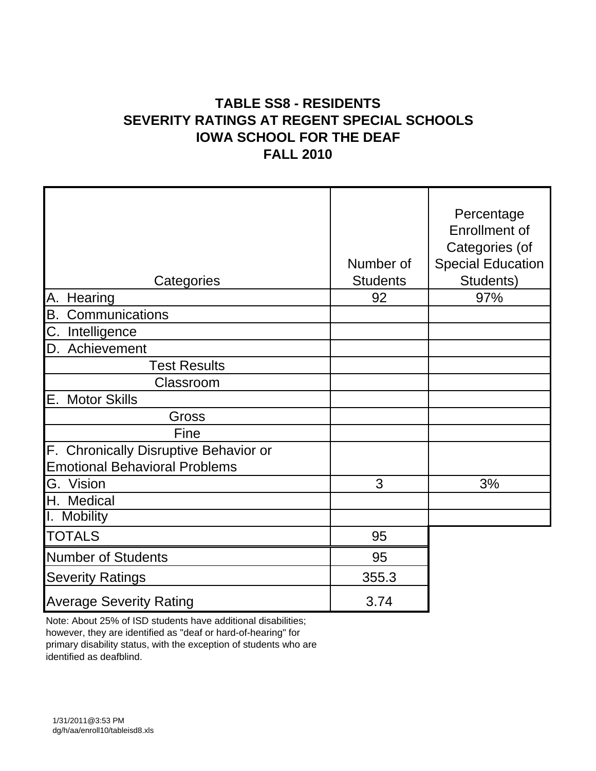**TABLE SS8 - RESIDENTS**
**SEVERITY RATINGS AT REGENT SPECIAL SCHOOLS**
**IOWA SCHOOL FOR THE DEAF**
**FALL 2010**

| Categories | Number of Students | Percentage Enrollment of Categories (of Special Education Students) |
|---|---|---|
| A. Hearing | 92 | 97% |
| B. Communications | | |
| C. Intelligence | | |
| D. Achievement | | |
| Test Results | | |
| Classroom | | |
| E. Motor Skills | | |
| Gross | | |
| Fine | | |
| F. Chronically Disruptive Behavior or Emotional Behavioral Problems | | |
| G. Vision | 3 | 3% |
| H. Medical | | |
| I. Mobility | | |
| TOTALS | 95 | |
| Number of Students | 95 | |
| Severity Ratings | 355.3 | |
| Average Severity Rating | 3.74 | |

Note: About 25% of ISD students have additional disabilities; however, they are identified as "deaf or hard-of-hearing" for primary disability status, with the exception of students who are identified as deafblind.

1/31/2011@3:53 PM
dg/h/aa/enroll10/tableisd8.xls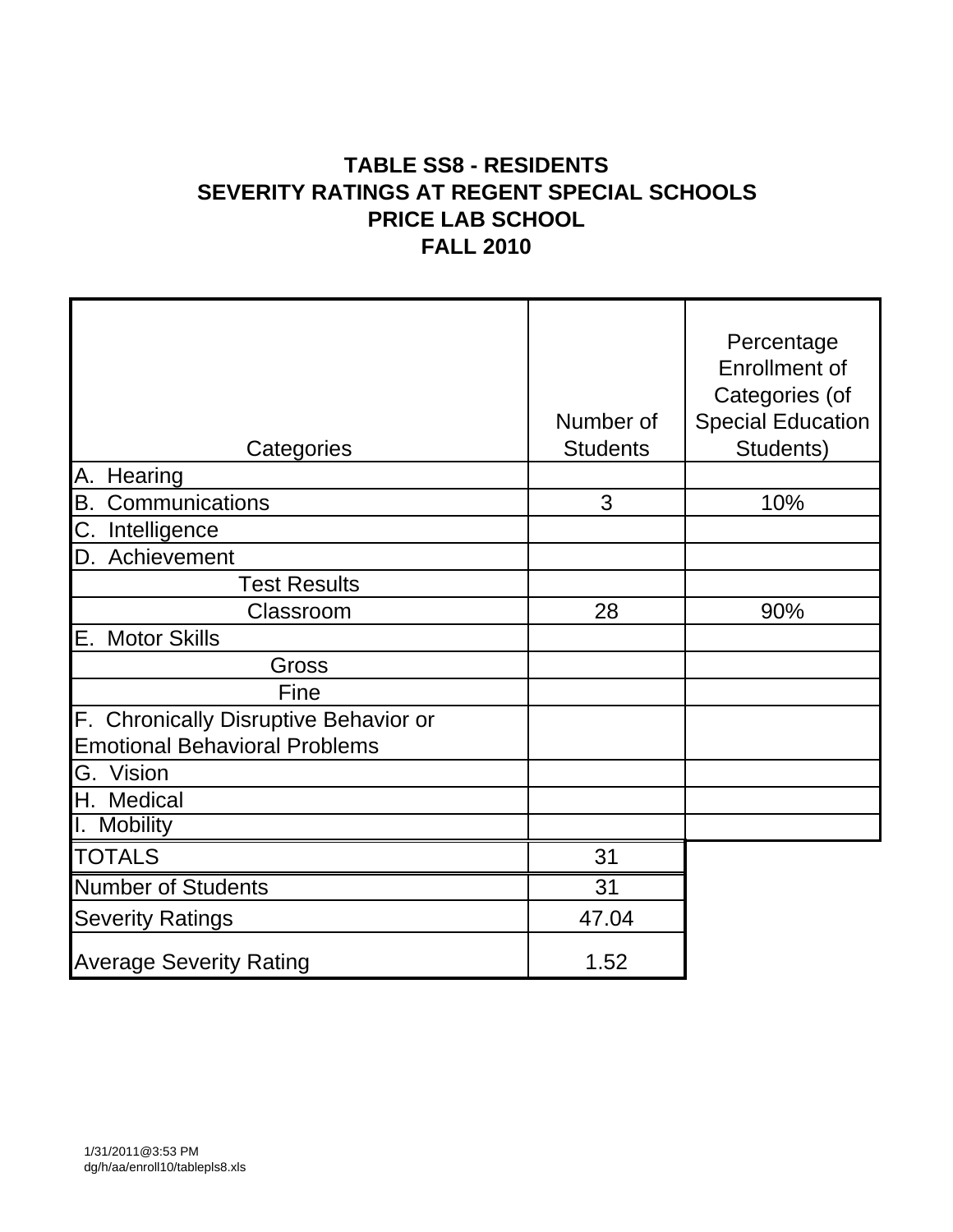**TABLE SS8 - RESIDENTS**
**SEVERITY RATINGS AT REGENT SPECIAL SCHOOLS**
**PRICE LAB SCHOOL**
**FALL 2010**

| Categories | Number of Students | Percentage Enrollment of Categories (of Special Education Students) |
|---|---|---|
| A. Hearing | | |
| B. Communications | 3 | 10% |
| C. Intelligence | | |
| D. Achievement | | |
| Test Results | | |
| Classroom | 28 | 90% |
| E. Motor Skills | | |
| Gross | | |
| Fine | | |
| F. Chronically Disruptive Behavior or Emotional Behavioral Problems | | |
| G. Vision | | |
| H. Medical | | |
| I. Mobility | | |
| TOTALS | 31 | |
| Number of Students | 31 | |
| Severity Ratings | 47.04 | |
| Average Severity Rating | 1.52 | |

1/31/2011@3:53 PM
dg/h/aa/enroll10/tablepls8.xls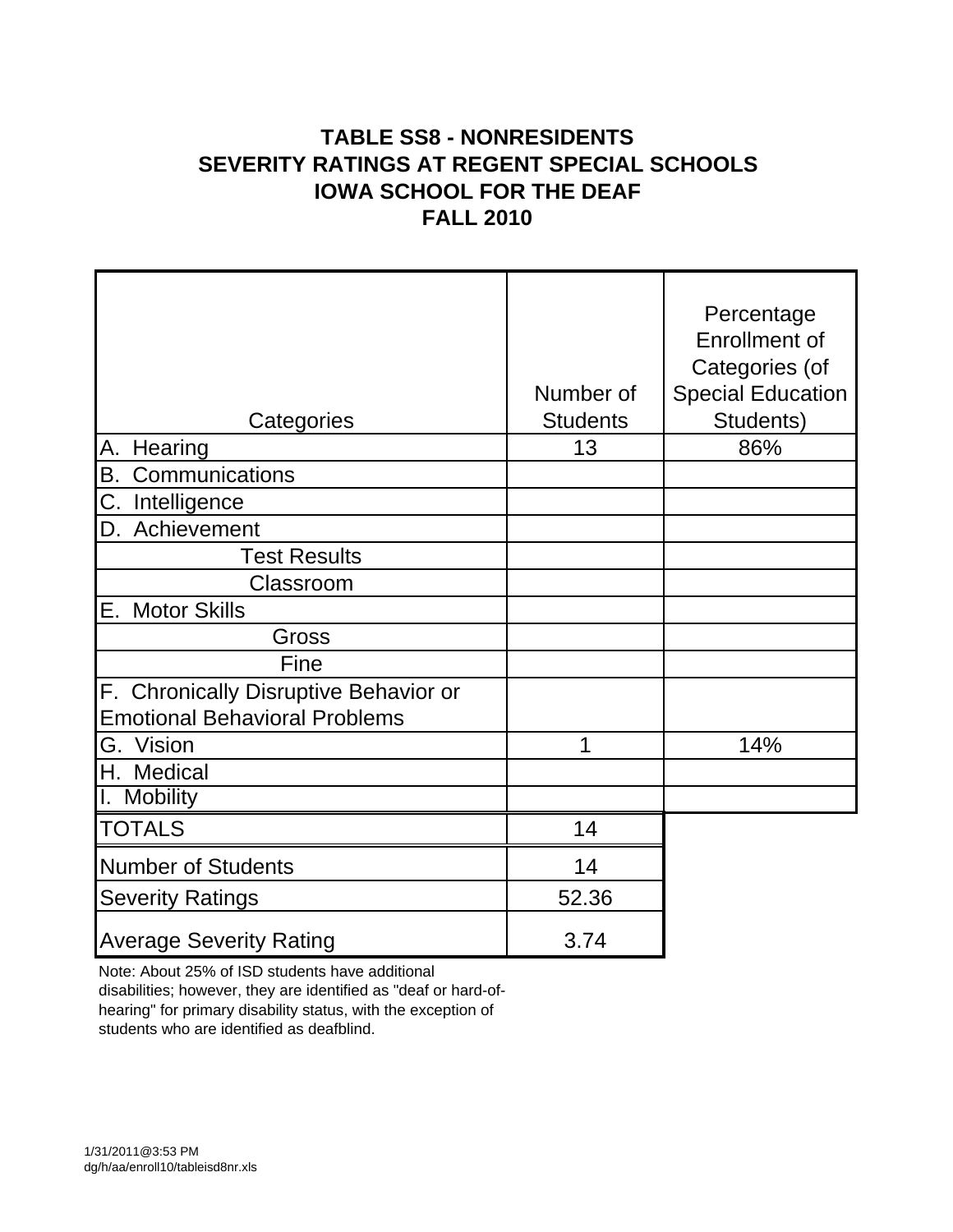# TABLE SS8 - NONRESIDENTS
# SEVERITY RATINGS AT REGENT SPECIAL SCHOOLS
# IOWA SCHOOL FOR THE DEAF
# FALL 2010

| Categories | Number of Students | Percentage Enrollment of Categories (of Special Education Students) |
|---|---|---|
| A. Hearing | 13 | 86% |
| B. Communications | | |
| C. Intelligence | | |
| D. Achievement | | |
| Test Results | | |
| Classroom | | |
| E. Motor Skills | | |
| Gross | | |
| Fine | | |
| F. Chronically Disruptive Behavior or Emotional Behavioral Problems | | |
| G. Vision | 1 | 14% |
| H. Medical | | |
| I. Mobility | | |
| TOTALS | 14 | |
| Number of Students | 14 | |
| Severity Ratings | 52.36 | |
| Average Severity Rating | 3.74 | |

Note: About 25% of ISD students have additional disabilities; however, they are identified as "deaf or hard-of-hearing" for primary disability status, with the exception of students who are identified as deafblind.

1/31/2011@3:53 PM
dg/h/aa/enroll10/tableisd8nr.xls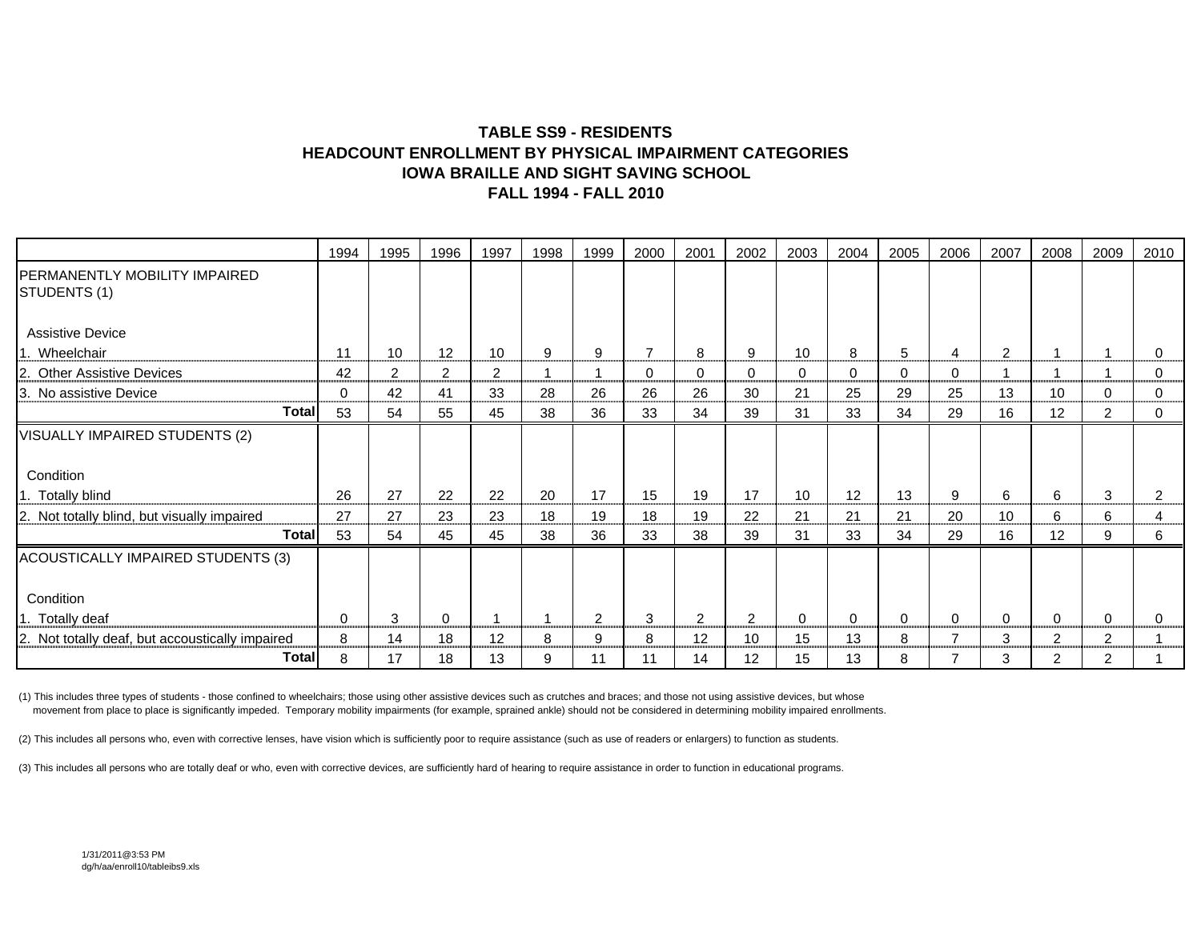# TABLE SS9 - RESIDENTS
# HEADCOUNT ENROLLMENT BY PHYSICAL IMPAIRMENT CATEGORIES
# IOWA BRAILLE AND SIGHT SAVING SCHOOL
# FALL 1994 - FALL 2010

| | 1994 | 1995 | 1996 | 1997 | 1998 | 1999 | 2000 | 2001 | 2002 | 2003 | 2004 | 2005 | 2006 | 2007 | 2008 | 2009 | 2010 |
|---|---|---|---|---|---|---|---|---|---|---|---|---|---|---|---|---|---|
| PERMANENTLY MOBILITY IMPAIRED STUDENTS (1) | | | | | | | | | | | | | | | | | |
| Assistive Device | | | | | | | | | | | | | | | | | |
| 1. Wheelchair | 11 | 10 | 12 | 10 | 9 | 9 | 7 | 8 | 9 | 10 | 8 | 5 | 4 | 2 | 1 | 1 | 0 |
| 2. Other Assistive Devices | 42 | 2 | 2 | 2 | 1 | 1 | 0 | 0 | 0 | 0 | 0 | 0 | 0 | 1 | 1 | 1 | 0 |
| 3. No assistive Device | 0 | 42 | 41 | 33 | 28 | 26 | 26 | 26 | 30 | 21 | 25 | 29 | 25 | 13 | 10 | 0 | 0 |
| **Total** | 53 | 54 | 55 | 45 | 38 | 36 | 33 | 34 | 39 | 31 | 33 | 34 | 29 | 16 | 12 | 2 | 0 |
| VISUALLY IMPAIRED STUDENTS (2) | | | | | | | | | | | | | | | | | |
| Condition | | | | | | | | | | | | | | | | | |
| 1. Totally blind | 26 | 27 | 22 | 22 | 20 | 17 | 15 | 19 | 17 | 10 | 12 | 13 | 9 | 6 | 6 | 3 | 2 |
| 2. Not totally blind, but visually impaired | 27 | 27 | 23 | 23 | 18 | 19 | 18 | 19 | 22 | 21 | 21 | 21 | 20 | 10 | 6 | 6 | 4 |
| **Total** | 53 | 54 | 45 | 45 | 38 | 36 | 33 | 38 | 39 | 31 | 33 | 34 | 29 | 16 | 12 | 9 | 6 |
| ACOUSTICALLY IMPAIRED STUDENTS (3) | | | | | | | | | | | | | | | | | |
| Condition | | | | | | | | | | | | | | | | | |
| 1. Totally deaf | 0 | 3 | 0 | 1 | 1 | 2 | 3 | 2 | 2 | 0 | 0 | 0 | 0 | 0 | 0 | 0 | 0 |
| 2. Not totally deaf, but accoustically impaired | 8 | 14 | 18 | 12 | 8 | 9 | 8 | 12 | 10 | 15 | 13 | 8 | 7 | 3 | 2 | 2 | 1 |
| **Total** | 8 | 17 | 18 | 13 | 9 | 11 | 11 | 14 | 12 | 15 | 13 | 8 | 7 | 3 | 2 | 2 | 1 |

(1) This includes three types of students - those confined to wheelchairs; those using other assistive devices such as crutches and braces; and those not using assistive devices, but whose movement from place to place is significantly impeded. Temporary mobility impairments (for example, sprained ankle) should not be considered in determining mobility impaired enrollments.

(2) This includes all persons who, even with corrective lenses, have vision which is sufficiently poor to require assistance (such as use of readers or enlargers) to function as students.

(3) This includes all persons who are totally deaf or who, even with corrective devices, are sufficiently hard of hearing to require assistance in order to function in educational programs.

1/31/2011@3:53 PM
dg/h/aa/enroll10/tableibs9.xls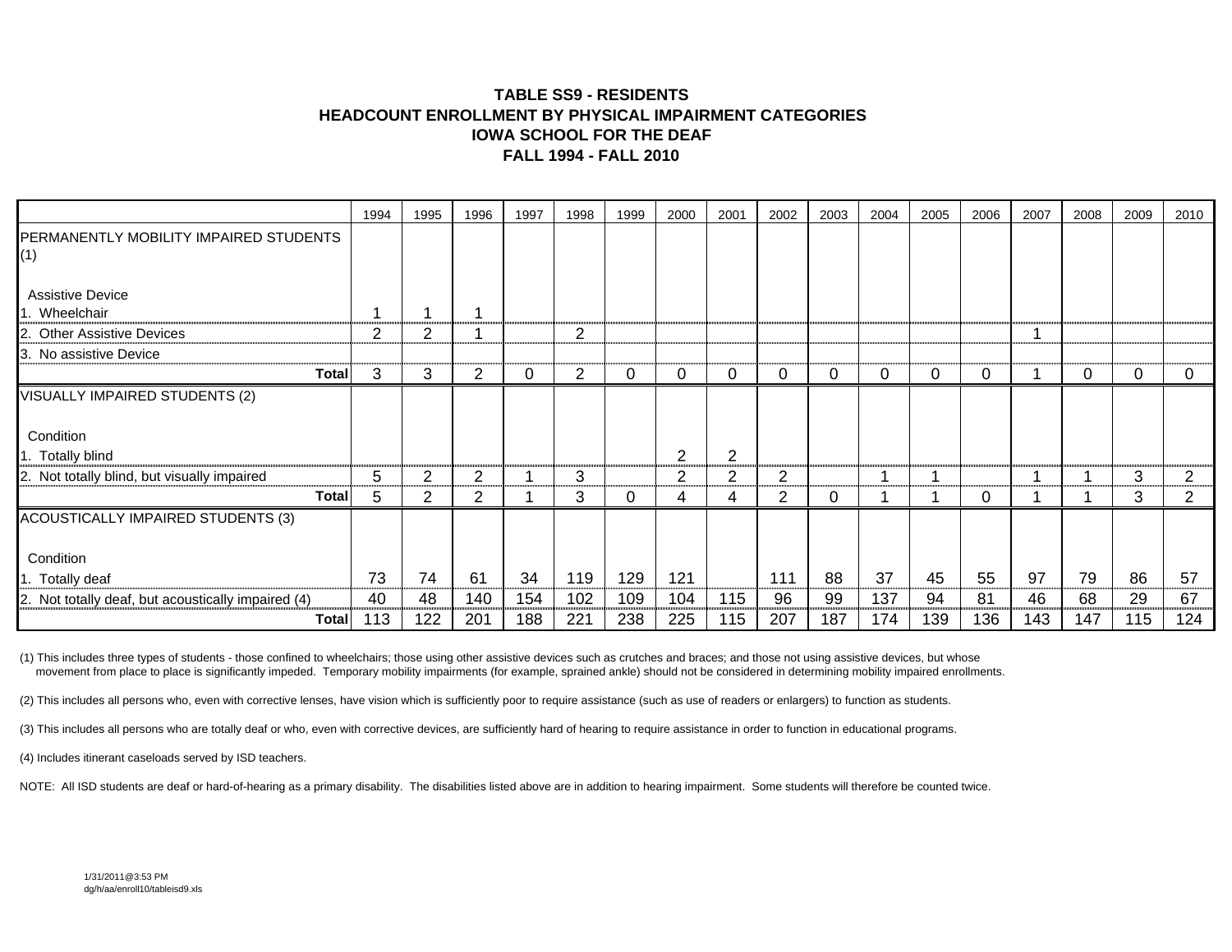# TABLE SS9 - RESIDENTS
# HEADCOUNT ENROLLMENT BY PHYSICAL IMPAIRMENT CATEGORIES
# IOWA SCHOOL FOR THE DEAF
# FALL 1994 - FALL 2010

| | 1994 | 1995 | 1996 | 1997 | 1998 | 1999 | 2000 | 2001 | 2002 | 2003 | 2004 | 2005 | 2006 | 2007 | 2008 | 2009 | 2010 |
|---|---|---|---|---|---|---|---|---|---|---|---|---|---|---|---|---|---|
| PERMANENTLY MOBILITY IMPAIRED STUDENTS (1) | | | | | | | | | | | | | | | | | |
| Assistive Device | | | | | | | | | | | | | | | | | |
| 1. Wheelchair | 1 | 1 | 1 | | | | | | | | | | | | | | |
| 2. Other Assistive Devices | 2 | 2 | 1 | | 2 | | | | | | | | | 1 | | | |
| 3. No assistive Device | | | | | | | | | | | | | | | | | |
| **Total** | 3 | 3 | 2 | 0 | 2 | 0 | 0 | 0 | 0 | 0 | 0 | 0 | 0 | 1 | 0 | 0 | 0 |
| VISUALLY IMPAIRED STUDENTS (2) | | | | | | | | | | | | | | | | | |
| Condition | | | | | | | | | | | | | | | | | |
| 1. Totally blind | | | | | | | 2 | 2 | | | | | | | | | |
| 2. Not totally blind, but visually impaired | 5 | 2 | 2 | 1 | 3 | | 2 | 2 | 2 | | 1 | 1 | | 1 | 1 | 3 | 2 |
| **Total** | 5 | 2 | 2 | 1 | 3 | 0 | 4 | 4 | 2 | 0 | 1 | 1 | 0 | 1 | 1 | 3 | 2 |
| ACOUSTICALLY IMPAIRED STUDENTS (3) | | | | | | | | | | | | | | | | | |
| Condition | | | | | | | | | | | | | | | | | |
| 1. Totally deaf | 73 | 74 | 61 | 34 | 119 | 129 | 121 | | 111 | 88 | 37 | 45 | 55 | 97 | 79 | 86 | 57 |
| 2. Not totally deaf, but acoustically impaired (4) | 40 | 48 | 140 | 154 | 102 | 109 | 104 | 115 | 96 | 99 | 137 | 94 | 81 | 46 | 68 | 29 | 67 |
| **Total** | 113 | 122 | 201 | 188 | 221 | 238 | 225 | 115 | 207 | 187 | 174 | 139 | 136 | 143 | 147 | 115 | 124 |

(1) This includes three types of students - those confined to wheelchairs; those using other assistive devices such as crutches and braces; and those not using assistive devices, but whose movement from place to place is significantly impeded. Temporary mobility impairments (for example, sprained ankle) should not be considered in determining mobility impaired enrollments.

(2) This includes all persons who, even with corrective lenses, have vision which is sufficiently poor to require assistance (such as use of readers or enlargers) to function as students.

(3) This includes all persons who are totally deaf or who, even with corrective devices, are sufficiently hard of hearing to require assistance in order to function in educational programs.

(4) Includes itinerant caseloads served by ISD teachers.

NOTE: All ISD students are deaf or hard-of-hearing as a primary disability. The disabilities listed above are in addition to hearing impairment. Some students will therefore be counted twice.

1/31/2011@3:53 PM
dg/h/aa/enroll10/tableisd9.xls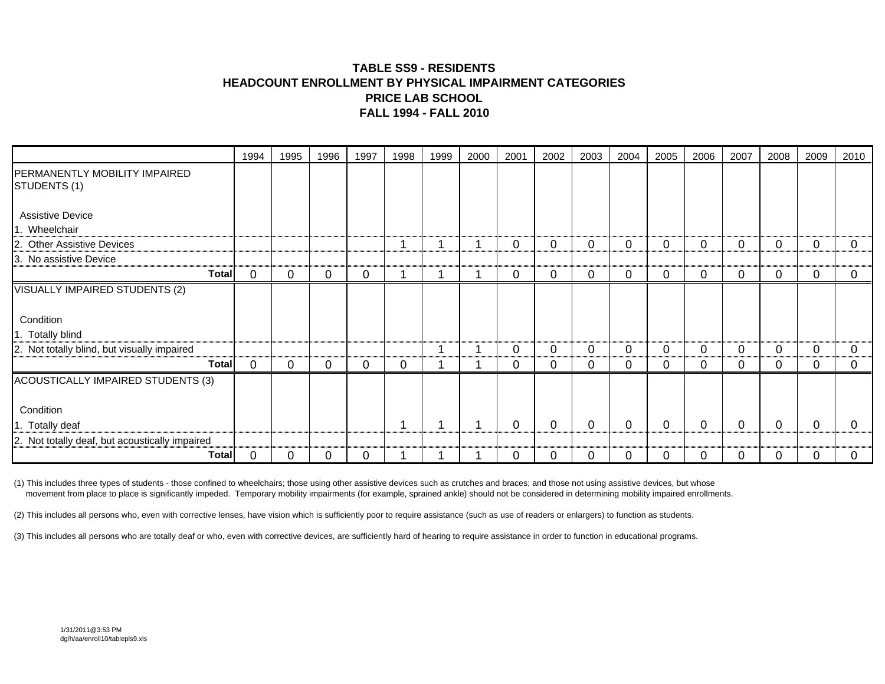**TABLE SS9 - RESIDENTS**
**HEADCOUNT ENROLLMENT BY PHYSICAL IMPAIRMENT CATEGORIES**
**PRICE LAB SCHOOL**
**FALL 1994 - FALL 2010**

| | 1994 | 1995 | 1996 | 1997 | 1998 | 1999 | 2000 | 2001 | 2002 | 2003 | 2004 | 2005 | 2006 | 2007 | 2008 | 2009 | 2010 |
|---|---|---|---|---|---|---|---|---|---|---|---|---|---|---|---|---|---|
| PERMANENTLY MOBILITY IMPAIRED STUDENTS (1) | | | | | | | | | | | | | | | | | |
| Assistive Device | | | | | | | | | | | | | | | | | |
| 1. Wheelchair | | | | | | | | | | | | | | | | | |
| 2. Other Assistive Devices | | | | | 1 | 1 | 1 | 0 | 0 | 0 | 0 | 0 | 0 | 0 | 0 | 0 | 0 |
| 3. No assistive Device | | | | | | | | | | | | | | | | | |
| **Total** | 0 | 0 | 0 | 0 | 1 | 1 | 1 | 0 | 0 | 0 | 0 | 0 | 0 | 0 | 0 | 0 | 0 |
| VISUALLY IMPAIRED STUDENTS (2) | | | | | | | | | | | | | | | | | |
| Condition | | | | | | | | | | | | | | | | | |
| 1. Totally blind | | | | | | | | | | | | | | | | | |
| 2. Not totally blind, but visually impaired | | | | | | 1 | 1 | 0 | 0 | 0 | 0 | 0 | 0 | 0 | 0 | 0 | 0 |
| **Total** | 0 | 0 | 0 | 0 | 0 | 1 | 1 | 0 | 0 | 0 | 0 | 0 | 0 | 0 | 0 | 0 | 0 |
| ACOUSTICALLY IMPAIRED STUDENTS (3) | | | | | | | | | | | | | | | | | |
| Condition | | | | | | | | | | | | | | | | | |
| 1. Totally deaf | | | | | 1 | 1 | 1 | 0 | 0 | 0 | 0 | 0 | 0 | 0 | 0 | 0 | 0 |
| 2. Not totally deaf, but acoustically impaired | | | | | | | | | | | | | | | | | |
| **Total** | 0 | 0 | 0 | 0 | 1 | 1 | 1 | 0 | 0 | 0 | 0 | 0 | 0 | 0 | 0 | 0 | 0 |

(1) This includes three types of students - those confined to wheelchairs; those using other assistive devices such as crutches and braces; and those not using assistive devices, but whose movement from place to place is significantly impeded. Temporary mobility impairments (for example, sprained ankle) should not be considered in determining mobility impaired enrollments.

(2) This includes all persons who, even with corrective lenses, have vision which is sufficiently poor to require assistance (such as use of readers or enlargers) to function as students.

(3) This includes all persons who are totally deaf or who, even with corrective devices, are sufficiently hard of hearing to require assistance in order to function in educational programs.

1/31/2011@3:53 PM
dg/h/aa/enroll10/tablepls9.xls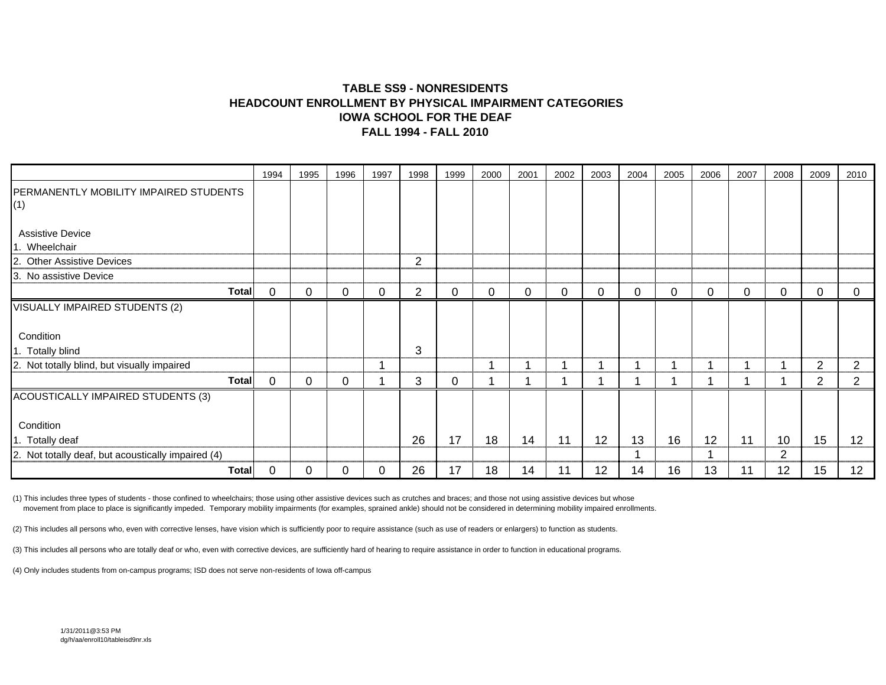**TABLE SS9 - NONRESIDENTS**
**HEADCOUNT ENROLLMENT BY PHYSICAL IMPAIRMENT CATEGORIES**
**IOWA SCHOOL FOR THE DEAF**
**FALL 1994 - FALL 2010**

| | 1994 | 1995 | 1996 | 1997 | 1998 | 1999 | 2000 | 2001 | 2002 | 2003 | 2004 | 2005 | 2006 | 2007 | 2008 | 2009 | 2010 |
|---|---|---|---|---|---|---|---|---|---|---|---|---|---|---|---|---|---|
| PERMANENTLY MOBILITY IMPAIRED STUDENTS (1) | | | | | | | | | | | | | | | | | |
| Assistive Device | | | | | | | | | | | | | | | | | |
| 1. Wheelchair | | | | | | | | | | | | | | | | | |
| 2. Other Assistive Devices | | | | | 2 | | | | | | | | | | | | |
| 3. No assistive Device | | | | | | | | | | | | | | | | | |
| **Total** | 0 | 0 | 0 | 0 | 2 | 0 | 0 | 0 | 0 | 0 | 0 | 0 | 0 | 0 | 0 | 0 | 0 |
| VISUALLY IMPAIRED STUDENTS (2) | | | | | | | | | | | | | | | | | |
| Condition | | | | | | | | | | | | | | | | | |
| 1. Totally blind | | | | | 3 | | | | | | | | | | | | |
| 2. Not totally blind, but visually impaired | | | | 1 | | | 1 | 1 | 1 | 1 | 1 | 1 | 1 | 1 | 1 | 2 | 2 |
| **Total** | 0 | 0 | 0 | 1 | 3 | 0 | 1 | 1 | 1 | 1 | 1 | 1 | 1 | 1 | 1 | 2 | 2 |
| ACOUSTICALLY IMPAIRED STUDENTS (3) | | | | | | | | | | | | | | | | | |
| Condition | | | | | | | | | | | | | | | | | |
| 1. Totally deaf | | | | | 26 | 17 | 18 | 14 | 11 | 12 | 13 | 16 | 12 | 11 | 10 | 15 | 12 |
| 2. Not totally deaf, but acoustically impaired (4) | | | | | | | | | | | 1 | | 1 | | 2 | | |
| **Total** | 0 | 0 | 0 | 0 | 26 | 17 | 18 | 14 | 11 | 12 | 14 | 16 | 13 | 11 | 12 | 15 | 12 |

(1) This includes three types of students - those confined to wheelchairs; those using other assistive devices such as crutches and braces; and those not using assistive devices but whose movement from place to place is significantly impeded. Temporary mobility impairments (for examples, sprained ankle) should not be considered in determining mobility impaired enrollments.

(2) This includes all persons who, even with corrective lenses, have vision which is sufficiently poor to require assistance (such as use of readers or enlargers) to function as students.

(3) This includes all persons who are totally deaf or who, even with corrective devices, are sufficiently hard of hearing to require assistance in order to function in educational programs.

(4) Only includes students from on-campus programs; ISD does not serve non-residents of Iowa off-campus

1/31/2011@3:53 PM
dg/h/aa/enroll10/tableisd9nr.xls